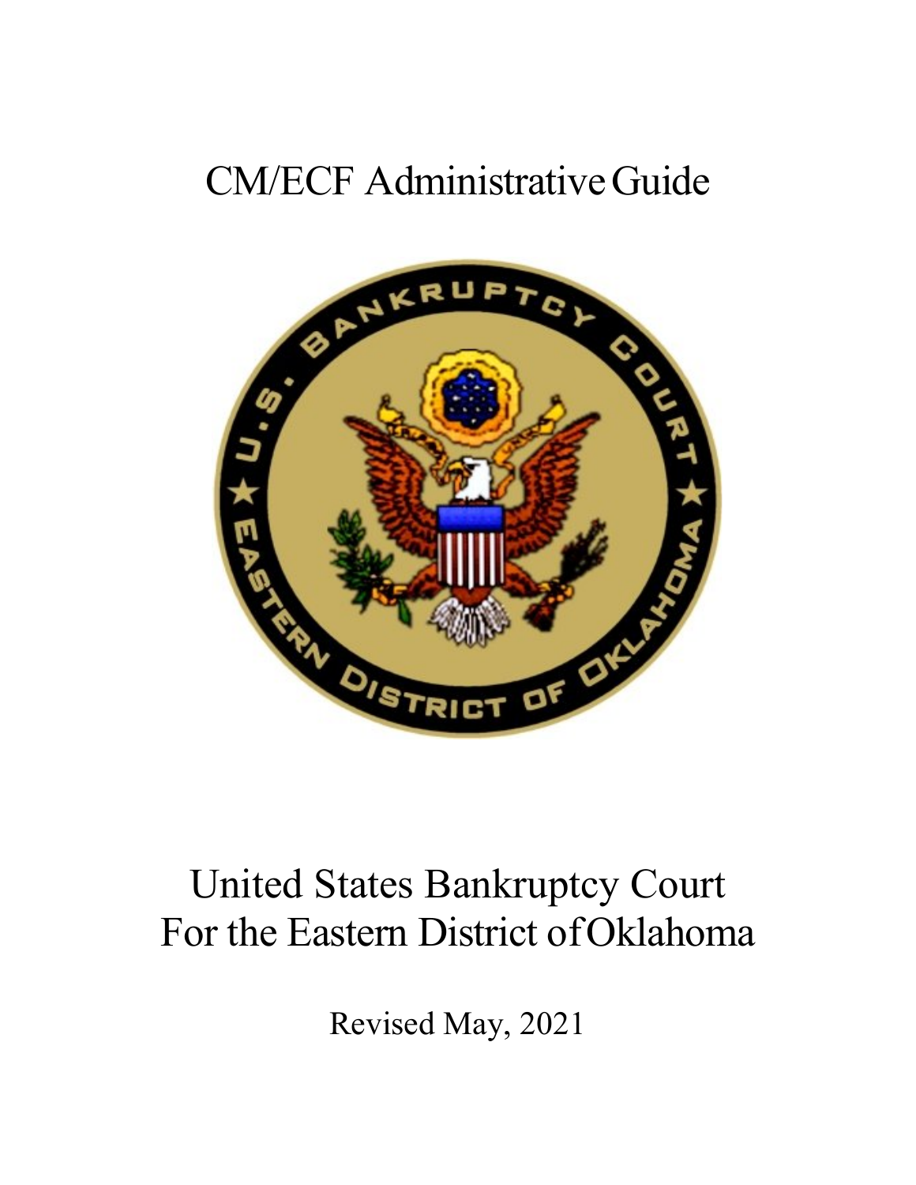# CM/ECF Administrative Guide

United States Bankruptcy Court
For the Eastern District of Oklahoma

Revised May, 2021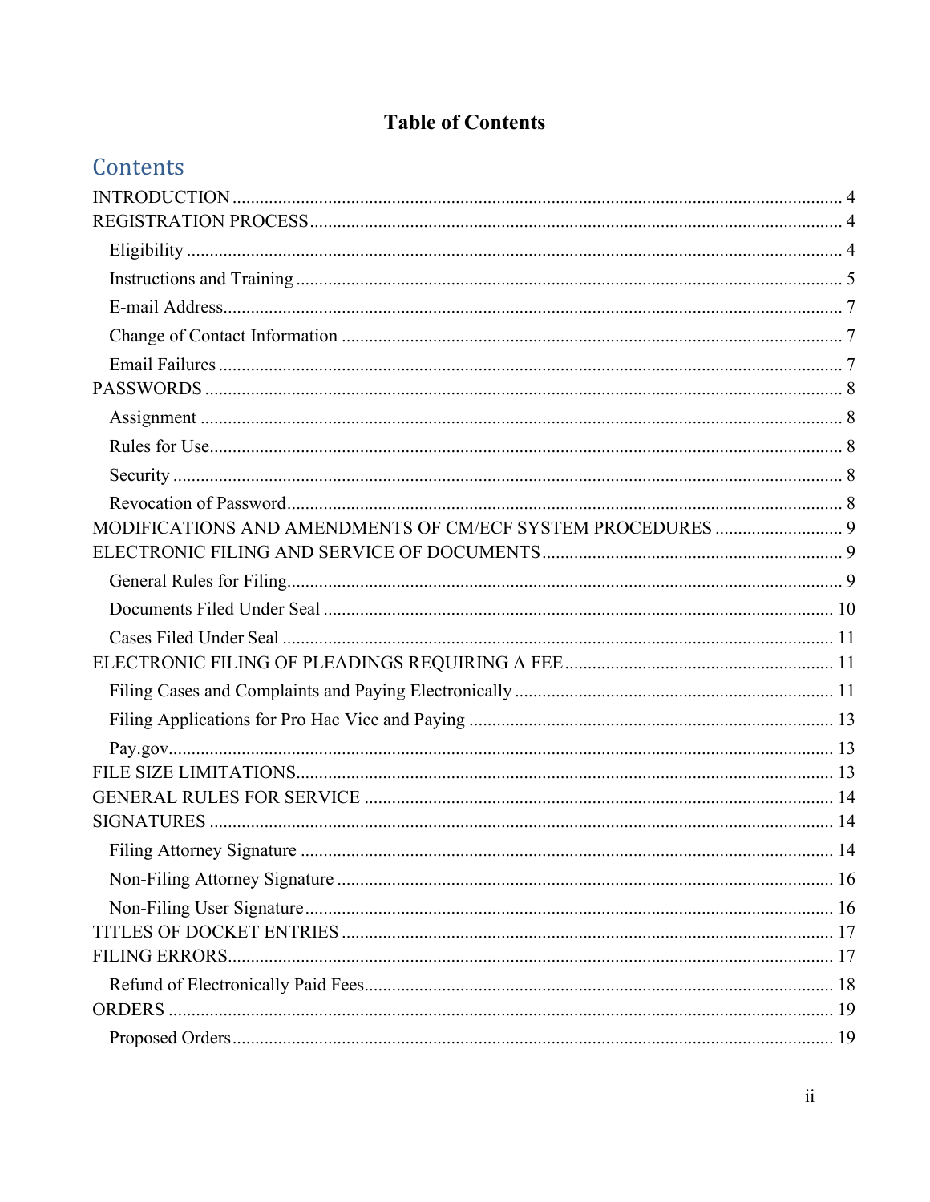# Table of Contents

## Contents

INTRODUCTION ..... 4

REGISTRATION PROCESS ..... 4

- Eligibility ..... 4
- Instructions and Training ..... 5
- E-mail Address ..... 7
- Change of Contact Information ..... 7
- Email Failures ..... 7

PASSWORDS ..... 8

- Assignment ..... 8
- Rules for Use ..... 8
- Security ..... 8
- Revocation of Password ..... 8

MODIFICATIONS AND AMENDMENTS OF CM/ECF SYSTEM PROCEDURES ..... 9

ELECTRONIC FILING AND SERVICE OF DOCUMENTS ..... 9

- General Rules for Filing ..... 9
- Documents Filed Under Seal ..... 10
- Cases Filed Under Seal ..... 11

ELECTRONIC FILING OF PLEADINGS REQUIRING A FEE ..... 11

- Filing Cases and Complaints and Paying Electronically ..... 11
- Filing Applications for Pro Hac Vice and Paying ..... 13
- Pay.gov ..... 13

FILE SIZE LIMITATIONS ..... 13

GENERAL RULES FOR SERVICE ..... 14

SIGNATURES ..... 14

- Filing Attorney Signature ..... 14
- Non-Filing Attorney Signature ..... 16
- Non-Filing User Signature ..... 16

TITLES OF DOCKET ENTRIES ..... 17

FILING ERRORS ..... 17

- Refund of Electronically Paid Fees ..... 18

ORDERS ..... 19

- Proposed Orders ..... 19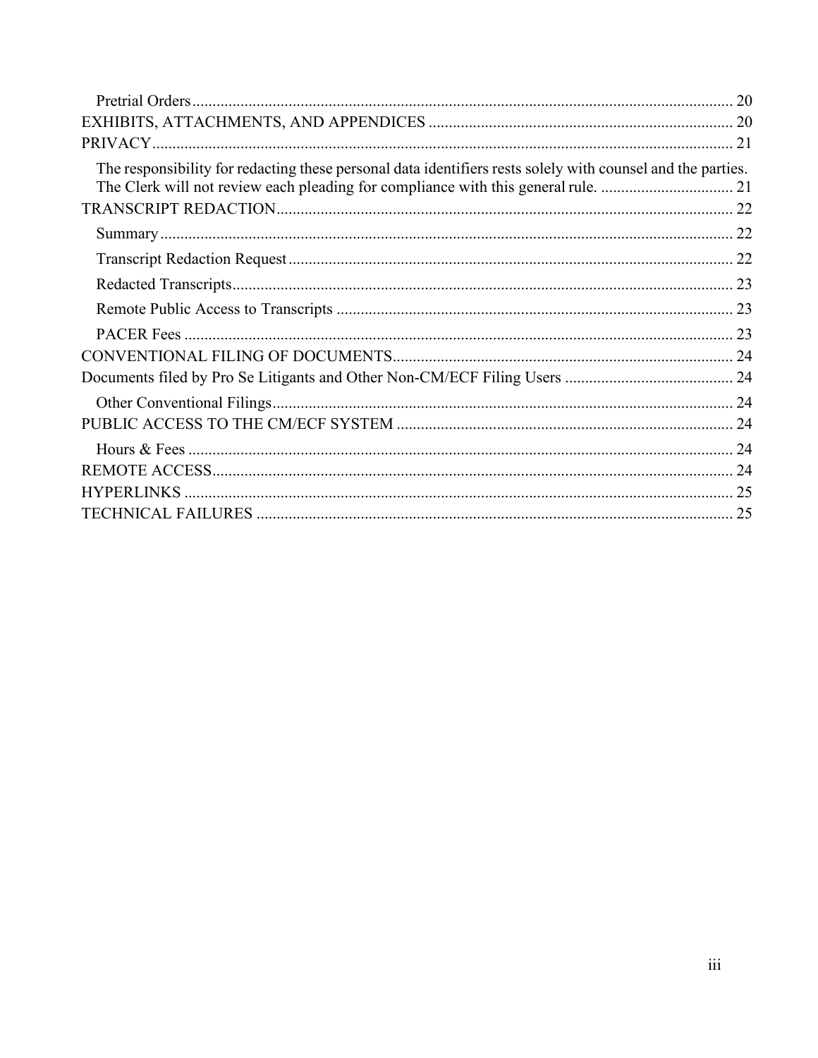- Pretrial Orders ... 20
- EXHIBITS, ATTACHMENTS, AND APPENDICES ... 20
- PRIVACY ... 21
  - The responsibility for redacting these personal data identifiers rests solely with counsel and the parties. The Clerk will not review each pleading for compliance with this general rule. ... 21
- TRANSCRIPT REDACTION ... 22
  - Summary ... 22
  - Transcript Redaction Request ... 22
  - Redacted Transcripts ... 23
  - Remote Public Access to Transcripts ... 23
  - PACER Fees ... 23
- CONVENTIONAL FILING OF DOCUMENTS ... 24
- Documents filed by Pro Se Litigants and Other Non-CM/ECF Filing Users ... 24
  - Other Conventional Filings ... 24
- PUBLIC ACCESS TO THE CM/ECF SYSTEM ... 24
  - Hours & Fees ... 24
- REMOTE ACCESS ... 24
- HYPERLINKS ... 25
- TECHNICAL FAILURES ... 25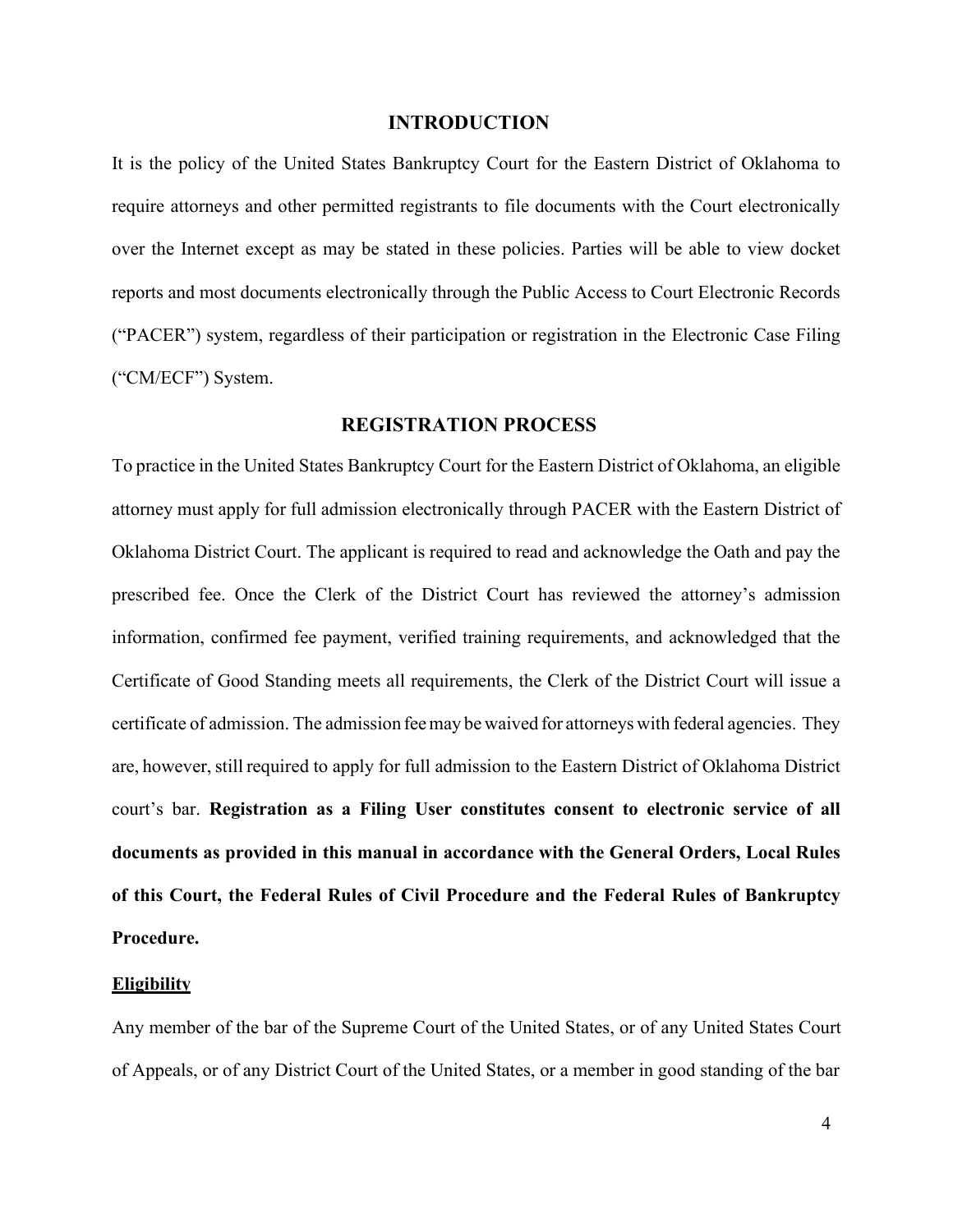## INTRODUCTION

It is the policy of the United States Bankruptcy Court for the Eastern District of Oklahoma to require attorneys and other permitted registrants to file documents with the Court electronically over the Internet except as may be stated in these policies. Parties will be able to view docket reports and most documents electronically through the Public Access to Court Electronic Records ("PACER") system, regardless of their participation or registration in the Electronic Case Filing ("CM/ECF") System.

## REGISTRATION PROCESS

To practice in the United States Bankruptcy Court for the Eastern District of Oklahoma, an eligible attorney must apply for full admission electronically through PACER with the Eastern District of Oklahoma District Court. The applicant is required to read and acknowledge the Oath and pay the prescribed fee. Once the Clerk of the District Court has reviewed the attorney's admission information, confirmed fee payment, verified training requirements, and acknowledged that the Certificate of Good Standing meets all requirements, the Clerk of the District Court will issue a certificate of admission. The admission fee may be waived for attorneys with federal agencies. They are, however, still required to apply for full admission to the Eastern District of Oklahoma District court's bar. **Registration as a Filing User constitutes consent to electronic service of all documents as provided in this manual in accordance with the General Orders, Local Rules of this Court, the Federal Rules of Civil Procedure and the Federal Rules of Bankruptcy Procedure.**

### Eligibility

Any member of the bar of the Supreme Court of the United States, or of any United States Court of Appeals, or of any District Court of the United States, or a member in good standing of the bar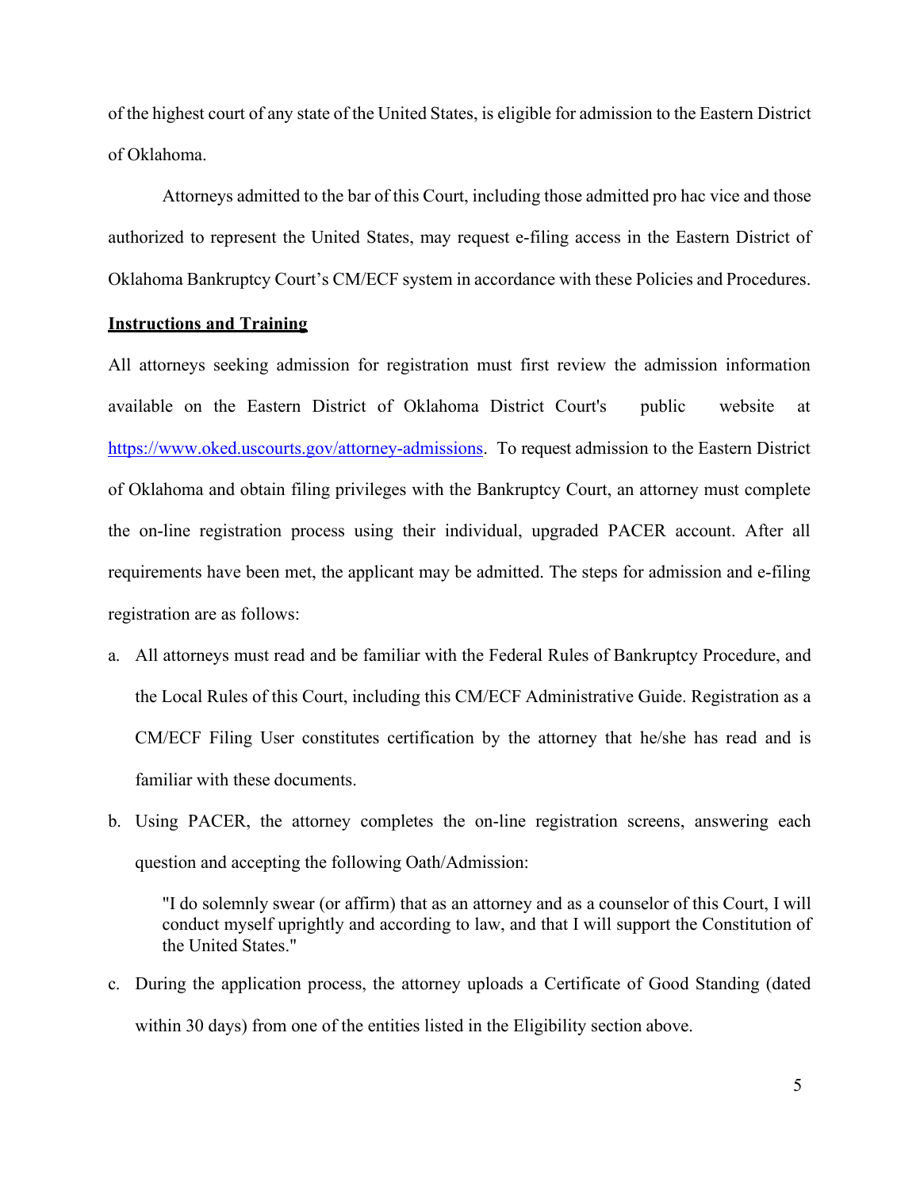of the highest court of any state of the United States, is eligible for admission to the Eastern District of Oklahoma.

Attorneys admitted to the bar of this Court, including those admitted pro hac vice and those authorized to represent the United States, may request e-filing access in the Eastern District of Oklahoma Bankruptcy Court's CM/ECF system in accordance with these Policies and Procedures.

**Instructions and Training**

All attorneys seeking admission for registration must first review the admission information available on the Eastern District of Oklahoma District Court's public website at [https://www.oked.uscourts.gov/attorney-admissions](https://www.oked.uscourts.gov/attorney-admissions). To request admission to the Eastern District of Oklahoma and obtain filing privileges with the Bankruptcy Court, an attorney must complete the on-line registration process using their individual, upgraded PACER account. After all requirements have been met, the applicant may be admitted. The steps for admission and e-filing registration are as follows:

a. All attorneys must read and be familiar with the Federal Rules of Bankruptcy Procedure, and the Local Rules of this Court, including this CM/ECF Administrative Guide. Registration as a CM/ECF Filing User constitutes certification by the attorney that he/she has read and is familiar with these documents.

b. Using PACER, the attorney completes the on-line registration screens, answering each question and accepting the following Oath/Admission:

   > "I do solemnly swear (or affirm) that as an attorney and as a counselor of this Court, I will conduct myself uprightly and according to law, and that I will support the Constitution of the United States."

c. During the application process, the attorney uploads a Certificate of Good Standing (dated within 30 days) from one of the entities listed in the Eligibility section above.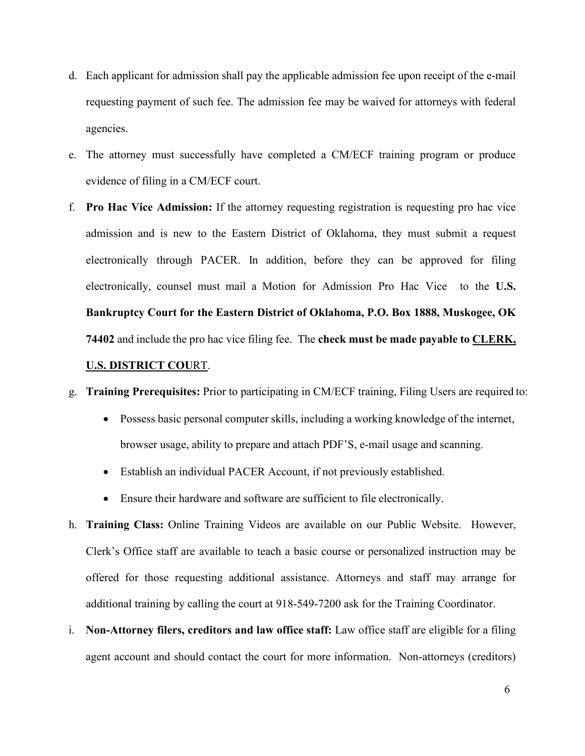d. Each applicant for admission shall pay the applicable admission fee upon receipt of the e-mail requesting payment of such fee. The admission fee may be waived for attorneys with federal agencies.

e. The attorney must successfully have completed a CM/ECF training program or produce evidence of filing in a CM/ECF court.

f. **Pro Hac Vice Admission:** If the attorney requesting registration is requesting pro hac vice admission and is new to the Eastern District of Oklahoma, they must submit a request electronically through PACER. In addition, before they can be approved for filing electronically, counsel must mail a Motion for Admission Pro Hac Vice to the **U.S. Bankruptcy Court for the Eastern District of Oklahoma, P.O. Box 1888, Muskogee, OK 74402** and include the pro hac vice filing fee. The **check must be made payable to <u>CLERK, U.S. DISTRICT COU</u>**<u>RT</u>.

g. **Training Prerequisites:** Prior to participating in CM/ECF training, Filing Users are required to:
   - Possess basic personal computer skills, including a working knowledge of the internet, browser usage, ability to prepare and attach PDF'S, e-mail usage and scanning.
   - Establish an individual PACER Account, if not previously established.
   - Ensure their hardware and software are sufficient to file electronically.

h. **Training Class:** Online Training Videos are available on our Public Website. However, Clerk's Office staff are available to teach a basic course or personalized instruction may be offered for those requesting additional assistance. Attorneys and staff may arrange for additional training by calling the court at 918-549-7200 ask for the Training Coordinator.

i. **Non-Attorney filers, creditors and law office staff:** Law office staff are eligible for a filing agent account and should contact the court for more information. Non-attorneys (creditors)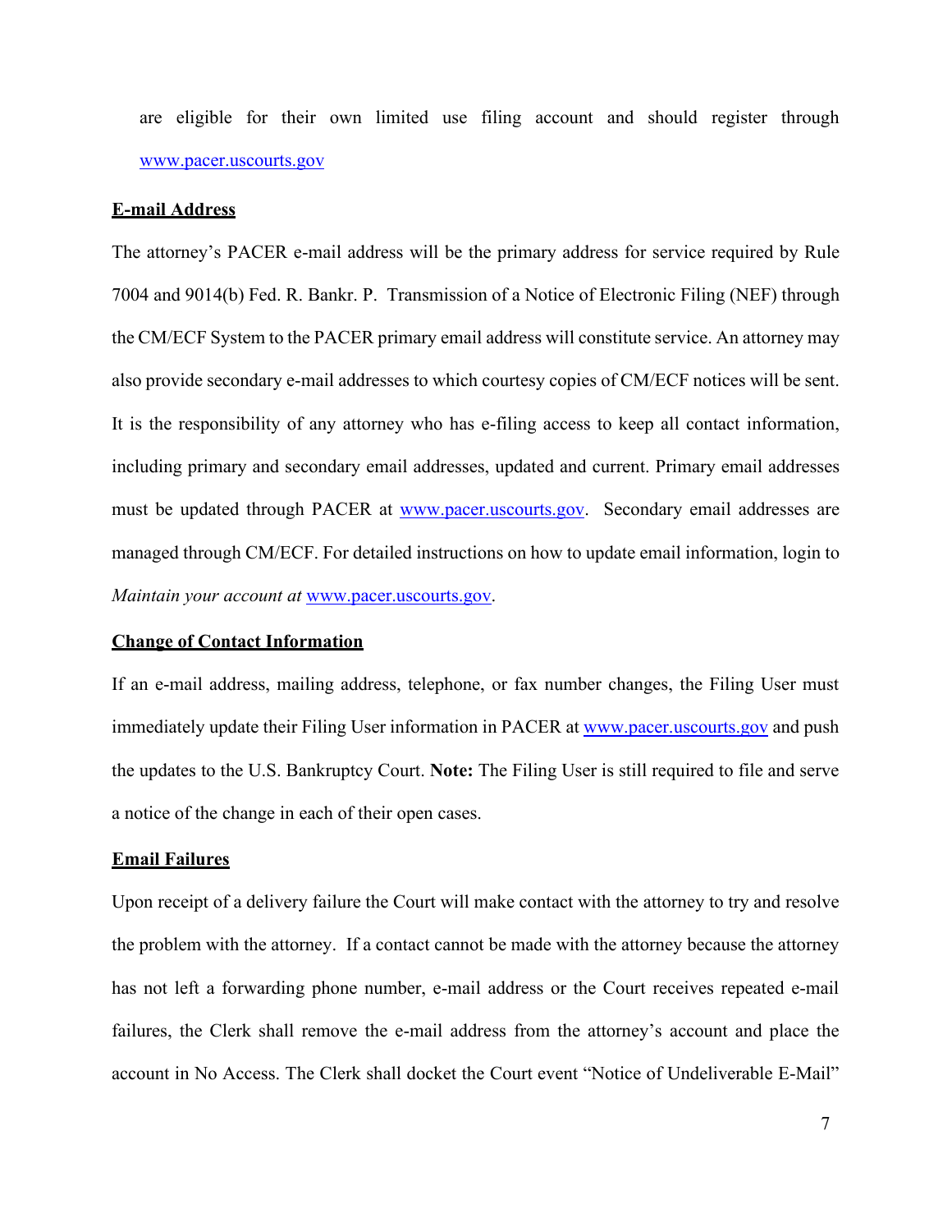are eligible for their own limited use filing account and should register through www.pacer.uscourts.gov

**E-mail Address**

The attorney's PACER e-mail address will be the primary address for service required by Rule 7004 and 9014(b) Fed. R. Bankr. P. Transmission of a Notice of Electronic Filing (NEF) through the CM/ECF System to the PACER primary email address will constitute service. An attorney may also provide secondary e-mail addresses to which courtesy copies of CM/ECF notices will be sent. It is the responsibility of any attorney who has e-filing access to keep all contact information, including primary and secondary email addresses, updated and current. Primary email addresses must be updated through PACER at www.pacer.uscourts.gov. Secondary email addresses are managed through CM/ECF. For detailed instructions on how to update email information, login to *Maintain your account at* www.pacer.uscourts.gov.

**Change of Contact Information**

If an e-mail address, mailing address, telephone, or fax number changes, the Filing User must immediately update their Filing User information in PACER at www.pacer.uscourts.gov and push the updates to the U.S. Bankruptcy Court. **Note:** The Filing User is still required to file and serve a notice of the change in each of their open cases.

**Email Failures**

Upon receipt of a delivery failure the Court will make contact with the attorney to try and resolve the problem with the attorney. If a contact cannot be made with the attorney because the attorney has not left a forwarding phone number, e-mail address or the Court receives repeated e-mail failures, the Clerk shall remove the e-mail address from the attorney's account and place the account in No Access. The Clerk shall docket the Court event "Notice of Undeliverable E-Mail"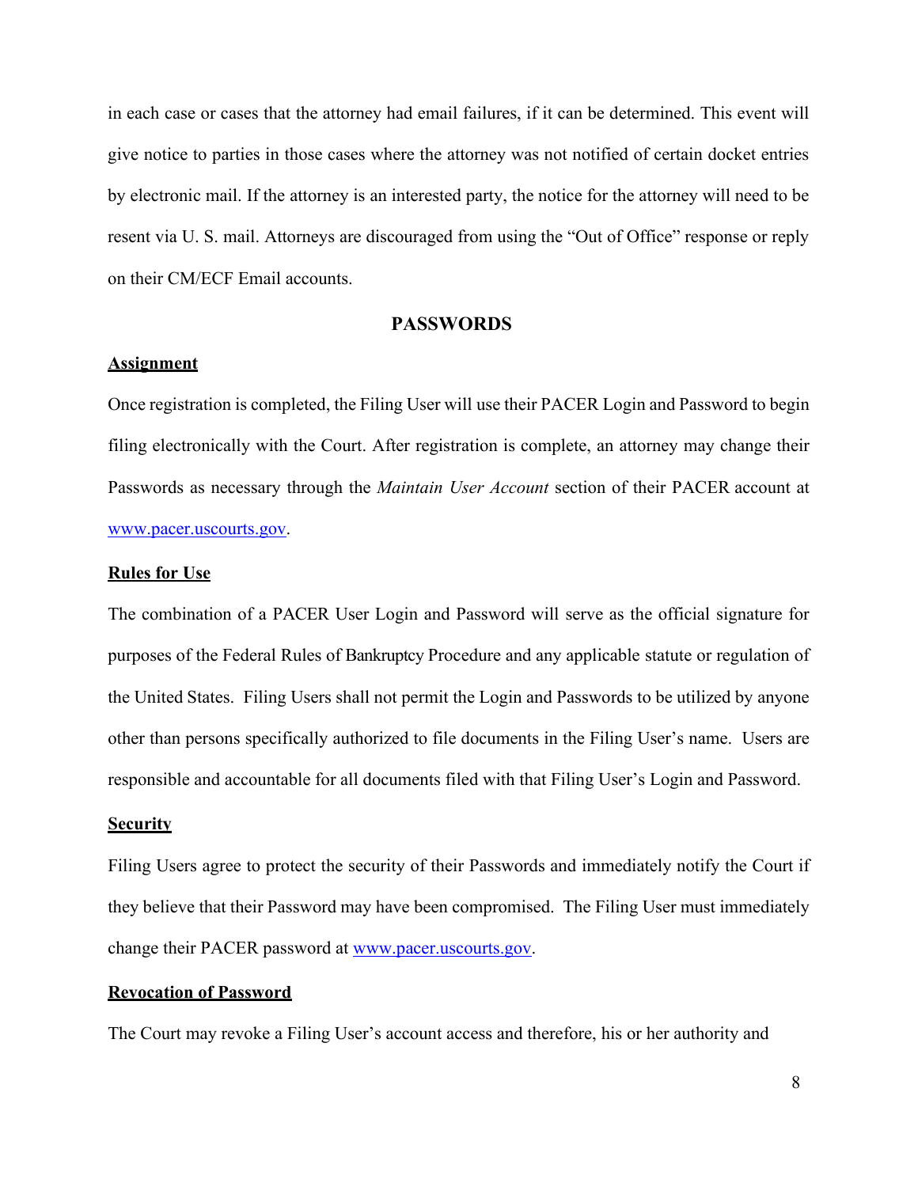in each case or cases that the attorney had email failures, if it can be determined. This event will give notice to parties in those cases where the attorney was not notified of certain docket entries by electronic mail. If the attorney is an interested party, the notice for the attorney will need to be resent via U. S. mail. Attorneys are discouraged from using the "Out of Office" response or reply on their CM/ECF Email accounts.

## PASSWORDS

**Assignment**

Once registration is completed, the Filing User will use their PACER Login and Password to begin filing electronically with the Court. After registration is complete, an attorney may change their Passwords as necessary through the *Maintain User Account* section of their PACER account at www.pacer.uscourts.gov.

**Rules for Use**

The combination of a PACER User Login and Password will serve as the official signature for purposes of the Federal Rules of Bankruptcy Procedure and any applicable statute or regulation of the United States. Filing Users shall not permit the Login and Passwords to be utilized by anyone other than persons specifically authorized to file documents in the Filing User's name. Users are responsible and accountable for all documents filed with that Filing User's Login and Password.

**Security**

Filing Users agree to protect the security of their Passwords and immediately notify the Court if they believe that their Password may have been compromised. The Filing User must immediately change their PACER password at www.pacer.uscourts.gov.

**Revocation of Password**

The Court may revoke a Filing User's account access and therefore, his or her authority and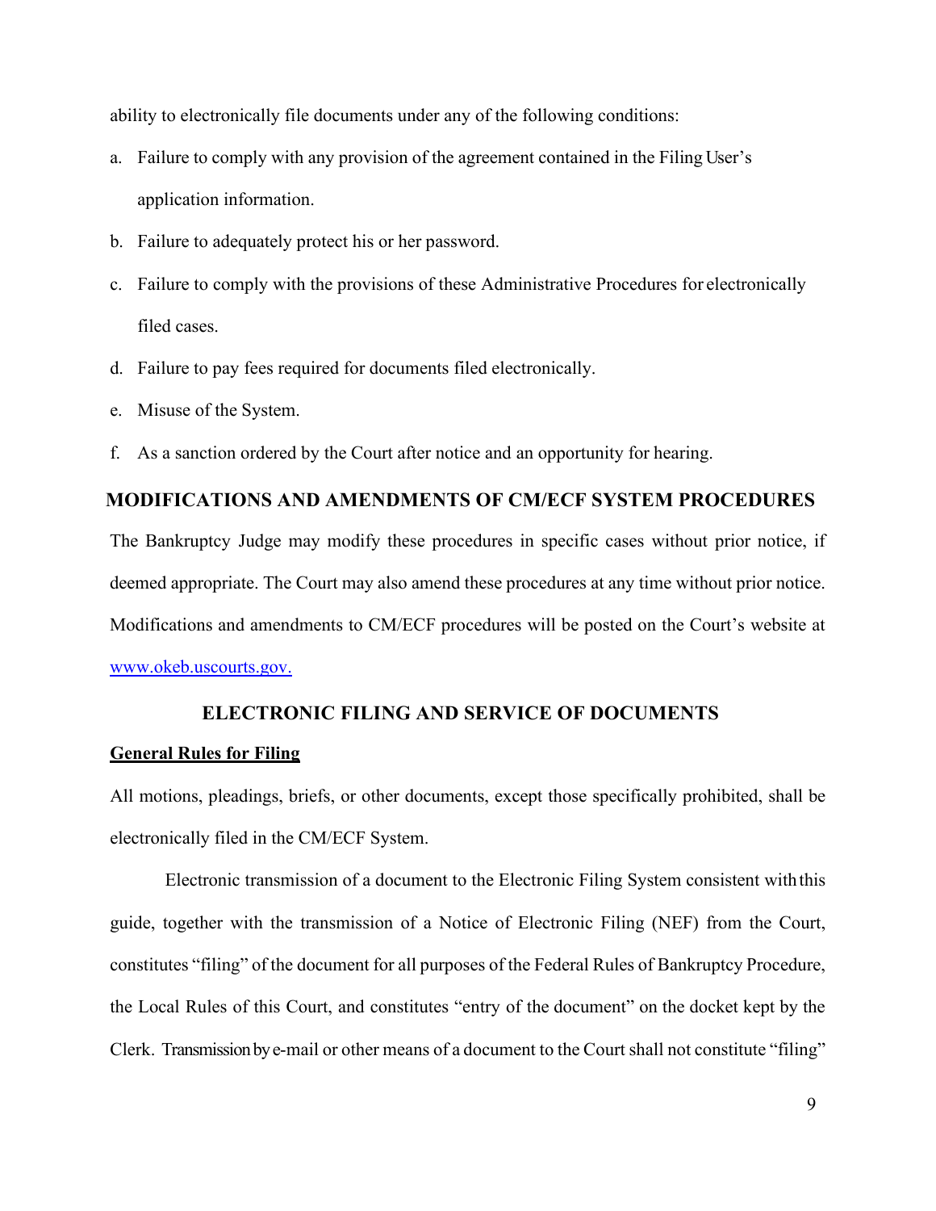ability to electronically file documents under any of the following conditions:

a. Failure to comply with any provision of the agreement contained in the Filing User's application information.
b. Failure to adequately protect his or her password.
c. Failure to comply with the provisions of these Administrative Procedures for electronically filed cases.
d. Failure to pay fees required for documents filed electronically.
e. Misuse of the System.
f. As a sanction ordered by the Court after notice and an opportunity for hearing.

## MODIFICATIONS AND AMENDMENTS OF CM/ECF SYSTEM PROCEDURES

The Bankruptcy Judge may modify these procedures in specific cases without prior notice, if deemed appropriate. The Court may also amend these procedures at any time without prior notice. Modifications and amendments to CM/ECF procedures will be posted on the Court's website at [www.okeb.uscourts.gov.](http://www.okeb.uscourts.gov)

## ELECTRONIC FILING AND SERVICE OF DOCUMENTS

**General Rules for Filing**

All motions, pleadings, briefs, or other documents, except those specifically prohibited, shall be electronically filed in the CM/ECF System.

Electronic transmission of a document to the Electronic Filing System consistent with this guide, together with the transmission of a Notice of Electronic Filing (NEF) from the Court, constitutes "filing" of the document for all purposes of the Federal Rules of Bankruptcy Procedure, the Local Rules of this Court, and constitutes "entry of the document" on the docket kept by the Clerk. Transmission by e-mail or other means of a document to the Court shall not constitute "filing"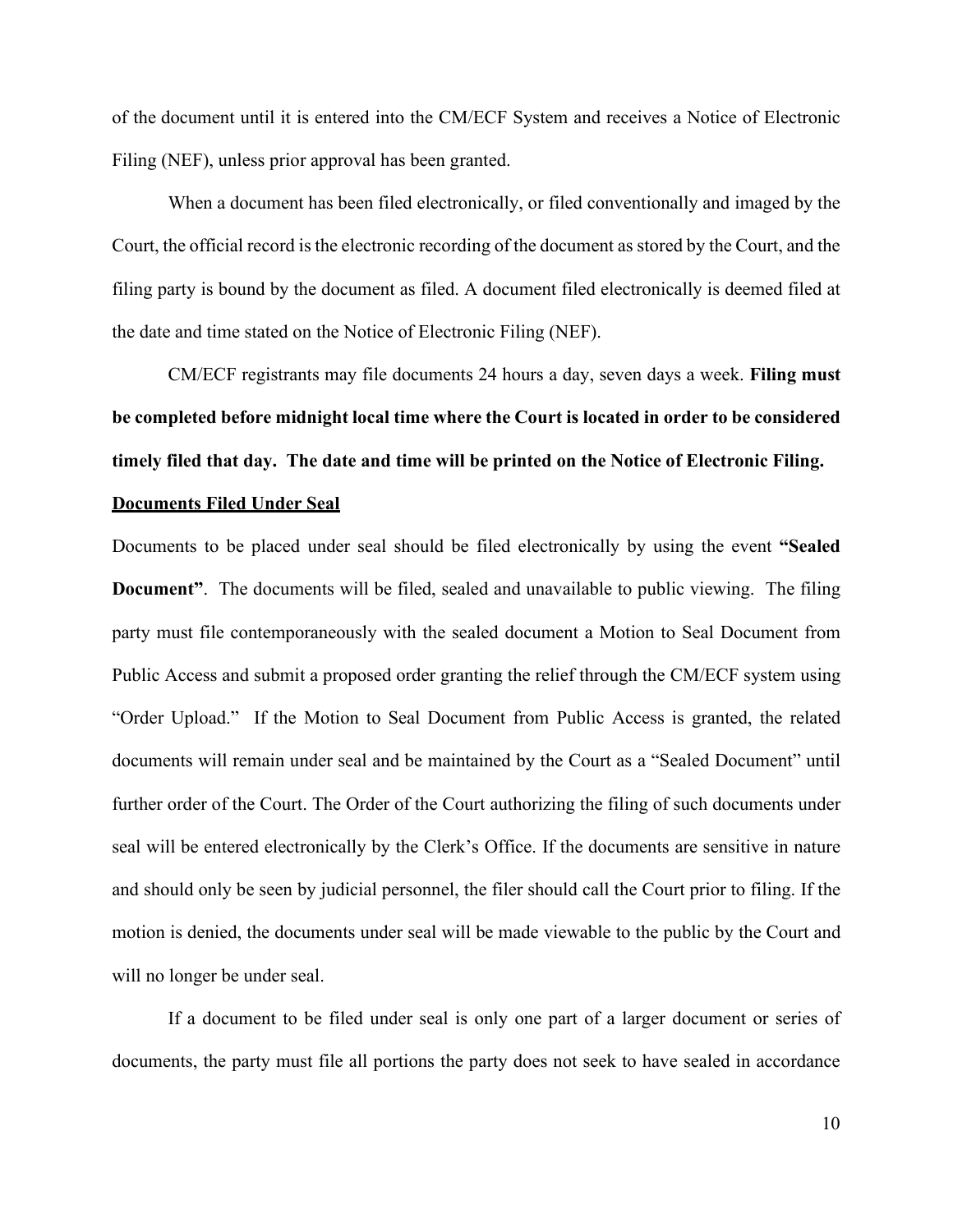of the document until it is entered into the CM/ECF System and receives a Notice of Electronic Filing (NEF), unless prior approval has been granted.

When a document has been filed electronically, or filed conventionally and imaged by the Court, the official record is the electronic recording of the document as stored by the Court, and the filing party is bound by the document as filed. A document filed electronically is deemed filed at the date and time stated on the Notice of Electronic Filing (NEF).

CM/ECF registrants may file documents 24 hours a day, seven days a week. **Filing must be completed before midnight local time where the Court is located in order to be considered timely filed that day. The date and time will be printed on the Notice of Electronic Filing.**

**<u>Documents Filed Under Seal</u>**

Documents to be placed under seal should be filed electronically by using the event **"Sealed Document"**. The documents will be filed, sealed and unavailable to public viewing. The filing party must file contemporaneously with the sealed document a Motion to Seal Document from Public Access and submit a proposed order granting the relief through the CM/ECF system using "Order Upload." If the Motion to Seal Document from Public Access is granted, the related documents will remain under seal and be maintained by the Court as a "Sealed Document" until further order of the Court. The Order of the Court authorizing the filing of such documents under seal will be entered electronically by the Clerk's Office. If the documents are sensitive in nature and should only be seen by judicial personnel, the filer should call the Court prior to filing. If the motion is denied, the documents under seal will be made viewable to the public by the Court and will no longer be under seal.

If a document to be filed under seal is only one part of a larger document or series of documents, the party must file all portions the party does not seek to have sealed in accordance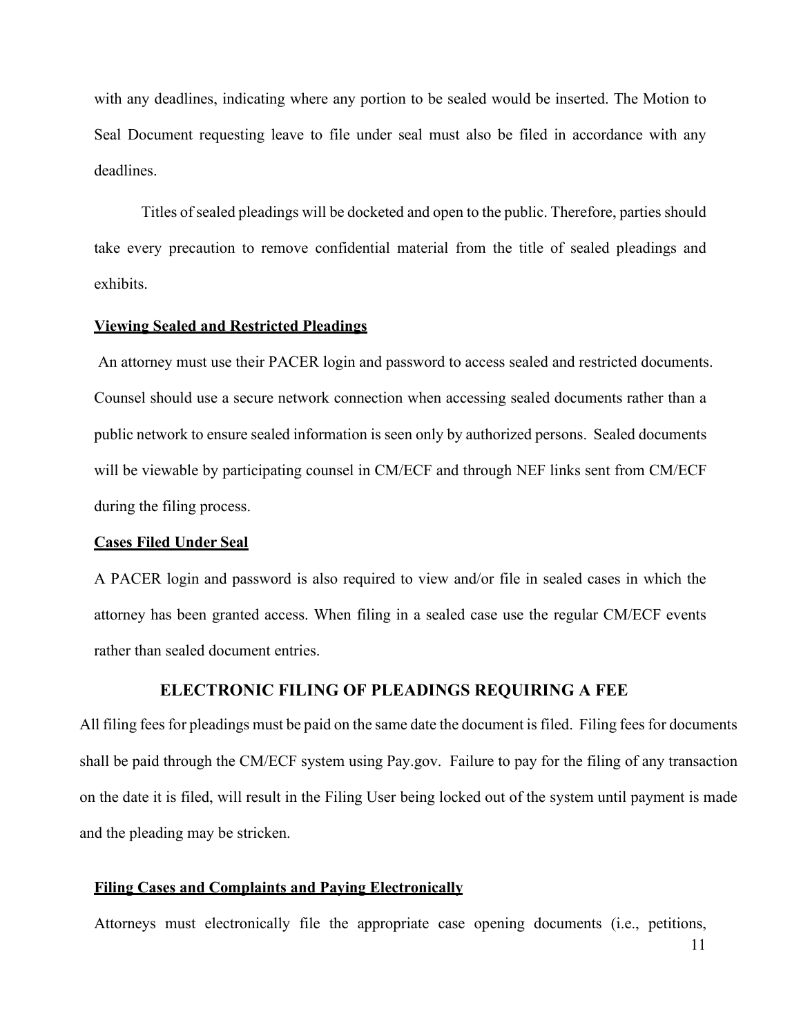with any deadlines, indicating where any portion to be sealed would be inserted. The Motion to Seal Document requesting leave to file under seal must also be filed in accordance with any deadlines.

Titles of sealed pleadings will be docketed and open to the public. Therefore, parties should take every precaution to remove confidential material from the title of sealed pleadings and exhibits.

**Viewing Sealed and Restricted Pleadings**

An attorney must use their PACER login and password to access sealed and restricted documents. Counsel should use a secure network connection when accessing sealed documents rather than a public network to ensure sealed information is seen only by authorized persons. Sealed documents will be viewable by participating counsel in CM/ECF and through NEF links sent from CM/ECF during the filing process.

**Cases Filed Under Seal**

A PACER login and password is also required to view and/or file in sealed cases in which the attorney has been granted access. When filing in a sealed case use the regular CM/ECF events rather than sealed document entries.

## ELECTRONIC FILING OF PLEADINGS REQUIRING A FEE

All filing fees for pleadings must be paid on the same date the document is filed. Filing fees for documents shall be paid through the CM/ECF system using Pay.gov. Failure to pay for the filing of any transaction on the date it is filed, will result in the Filing User being locked out of the system until payment is made and the pleading may be stricken.

**Filing Cases and Complaints and Paying Electronically**

Attorneys must electronically file the appropriate case opening documents (i.e., petitions,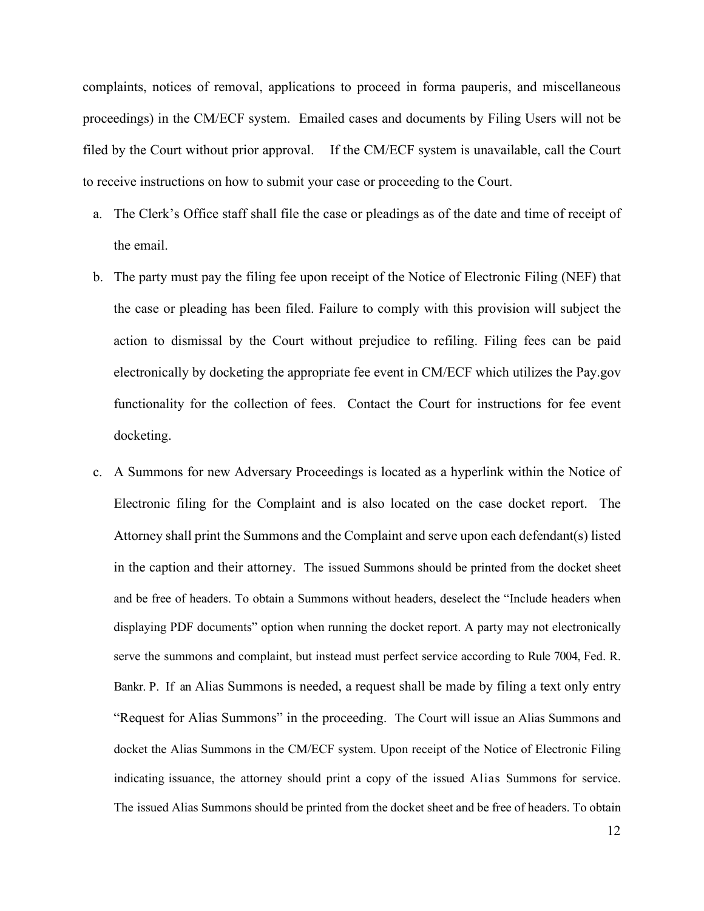complaints, notices of removal, applications to proceed in forma pauperis, and miscellaneous proceedings) in the CM/ECF system. Emailed cases and documents by Filing Users will not be filed by the Court without prior approval. If the CM/ECF system is unavailable, call the Court to receive instructions on how to submit your case or proceeding to the Court.

a. The Clerk's Office staff shall file the case or pleadings as of the date and time of receipt of the email.

b. The party must pay the filing fee upon receipt of the Notice of Electronic Filing (NEF) that the case or pleading has been filed. Failure to comply with this provision will subject the action to dismissal by the Court without prejudice to refiling. Filing fees can be paid electronically by docketing the appropriate fee event in CM/ECF which utilizes the Pay.gov functionality for the collection of fees. Contact the Court for instructions for fee event docketing.

c. A Summons for new Adversary Proceedings is located as a hyperlink within the Notice of Electronic filing for the Complaint and is also located on the case docket report. The Attorney shall print the Summons and the Complaint and serve upon each defendant(s) listed in the caption and their attorney. The issued Summons should be printed from the docket sheet and be free of headers. To obtain a Summons without headers, deselect the "Include headers when displaying PDF documents" option when running the docket report. A party may not electronically serve the summons and complaint, but instead must perfect service according to Rule 7004, Fed. R. Bankr. P. If an Alias Summons is needed, a request shall be made by filing a text only entry "Request for Alias Summons" in the proceeding. The Court will issue an Alias Summons and docket the Alias Summons in the CM/ECF system. Upon receipt of the Notice of Electronic Filing indicating issuance, the attorney should print a copy of the issued Alias Summons for service. The issued Alias Summons should be printed from the docket sheet and be free of headers. To obtain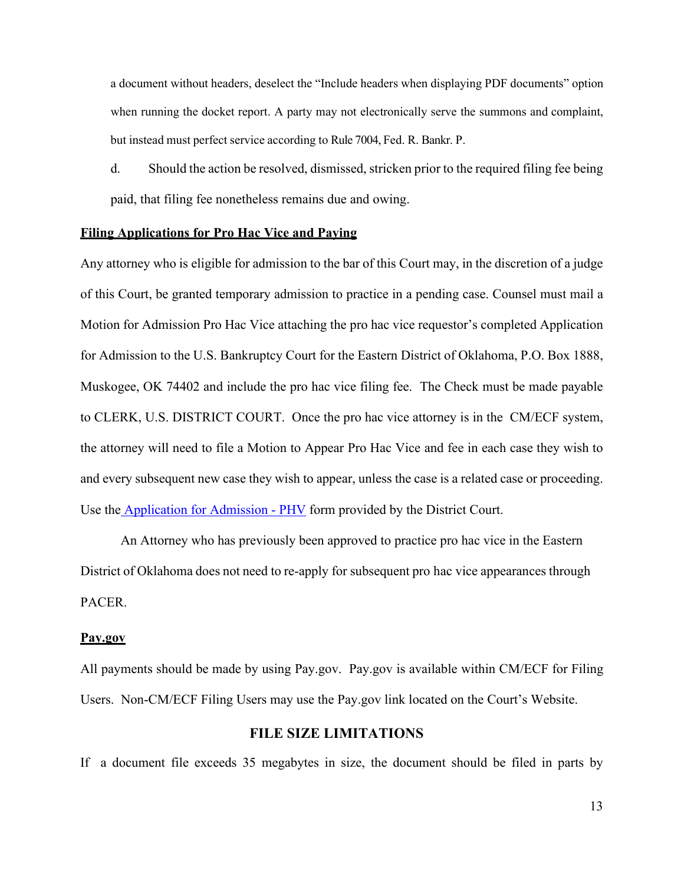a document without headers, deselect the "Include headers when displaying PDF documents" option when running the docket report. A party may not electronically serve the summons and complaint, but instead must perfect service according to Rule 7004, Fed. R. Bankr. P.

d. Should the action be resolved, dismissed, stricken prior to the required filing fee being paid, that filing fee nonetheless remains due and owing.

**Filing Applications for Pro Hac Vice and Paying**

Any attorney who is eligible for admission to the bar of this Court may, in the discretion of a judge of this Court, be granted temporary admission to practice in a pending case. Counsel must mail a Motion for Admission Pro Hac Vice attaching the pro hac vice requestor's completed Application for Admission to the U.S. Bankruptcy Court for the Eastern District of Oklahoma, P.O. Box 1888, Muskogee, OK 74402 and include the pro hac vice filing fee. The Check must be made payable to CLERK, U.S. DISTRICT COURT. Once the pro hac vice attorney is in the CM/ECF system, the attorney will need to file a Motion to Appear Pro Hac Vice and fee in each case they wish to and every subsequent new case they wish to appear, unless the case is a related case or proceeding. Use the Application for Admission - PHV form provided by the District Court.

An Attorney who has previously been approved to practice pro hac vice in the Eastern District of Oklahoma does not need to re-apply for subsequent pro hac vice appearances through PACER.

**Pay.gov**

All payments should be made by using Pay.gov. Pay.gov is available within CM/ECF for Filing Users. Non-CM/ECF Filing Users may use the Pay.gov link located on the Court's Website.

## FILE SIZE LIMITATIONS

If a document file exceeds 35 megabytes in size, the document should be filed in parts by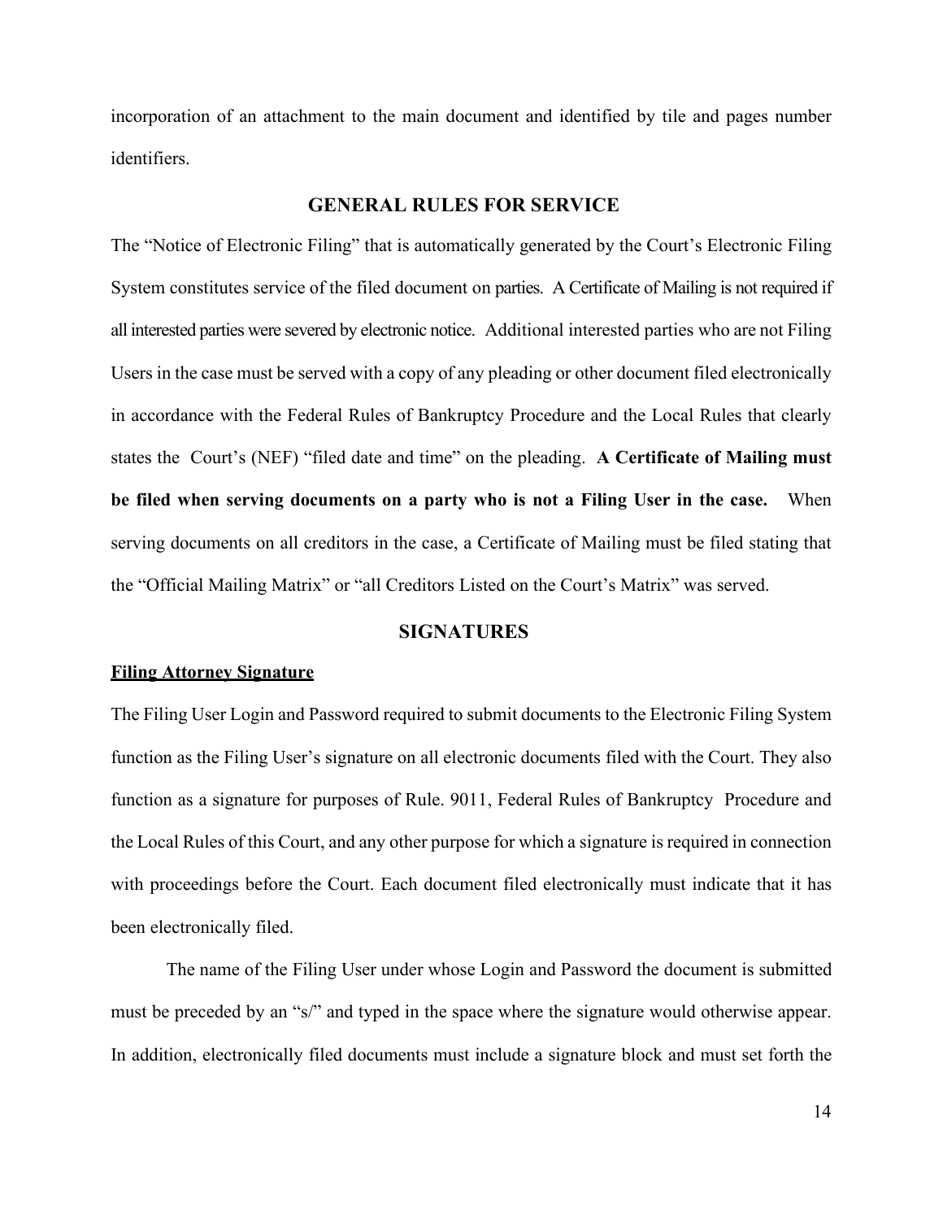incorporation of an attachment to the main document and identified by tile and pages number identifiers.

## GENERAL RULES FOR SERVICE

The "Notice of Electronic Filing" that is automatically generated by the Court's Electronic Filing System constitutes service of the filed document on parties. A Certificate of Mailing is not required if all interested parties were severed by electronic notice. Additional interested parties who are not Filing Users in the case must be served with a copy of any pleading or other document filed electronically in accordance with the Federal Rules of Bankruptcy Procedure and the Local Rules that clearly states the Court's (NEF) "filed date and time" on the pleading. **A Certificate of Mailing must be filed when serving documents on a party who is not a Filing User in the case.** When serving documents on all creditors in the case, a Certificate of Mailing must be filed stating that the "Official Mailing Matrix" or "all Creditors Listed on the Court's Matrix" was served.

## SIGNATURES

### Filing Attorney Signature

The Filing User Login and Password required to submit documents to the Electronic Filing System function as the Filing User's signature on all electronic documents filed with the Court. They also function as a signature for purposes of Rule. 9011, Federal Rules of Bankruptcy Procedure and the Local Rules of this Court, and any other purpose for which a signature is required in connection with proceedings before the Court. Each document filed electronically must indicate that it has been electronically filed.

The name of the Filing User under whose Login and Password the document is submitted must be preceded by an "s/" and typed in the space where the signature would otherwise appear. In addition, electronically filed documents must include a signature block and must set forth the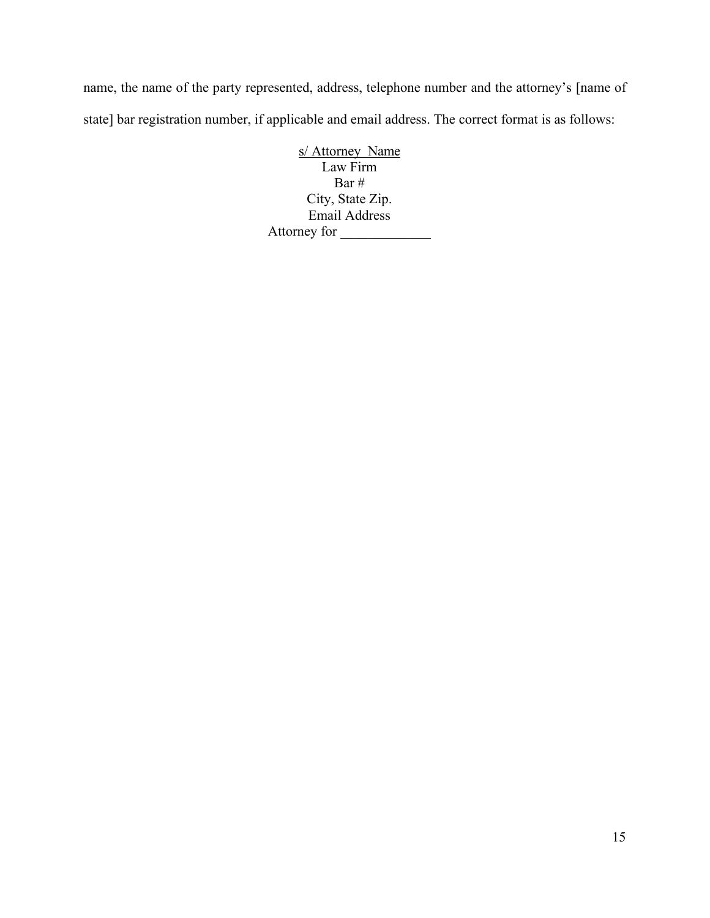name, the name of the party represented, address, telephone number and the attorney's [name of state] bar registration number, if applicable and email address. The correct format is as follows:

<u>s/ Attorney Name</u>
Law Firm
Bar #
City, State Zip.
Email Address
Attorney for _____________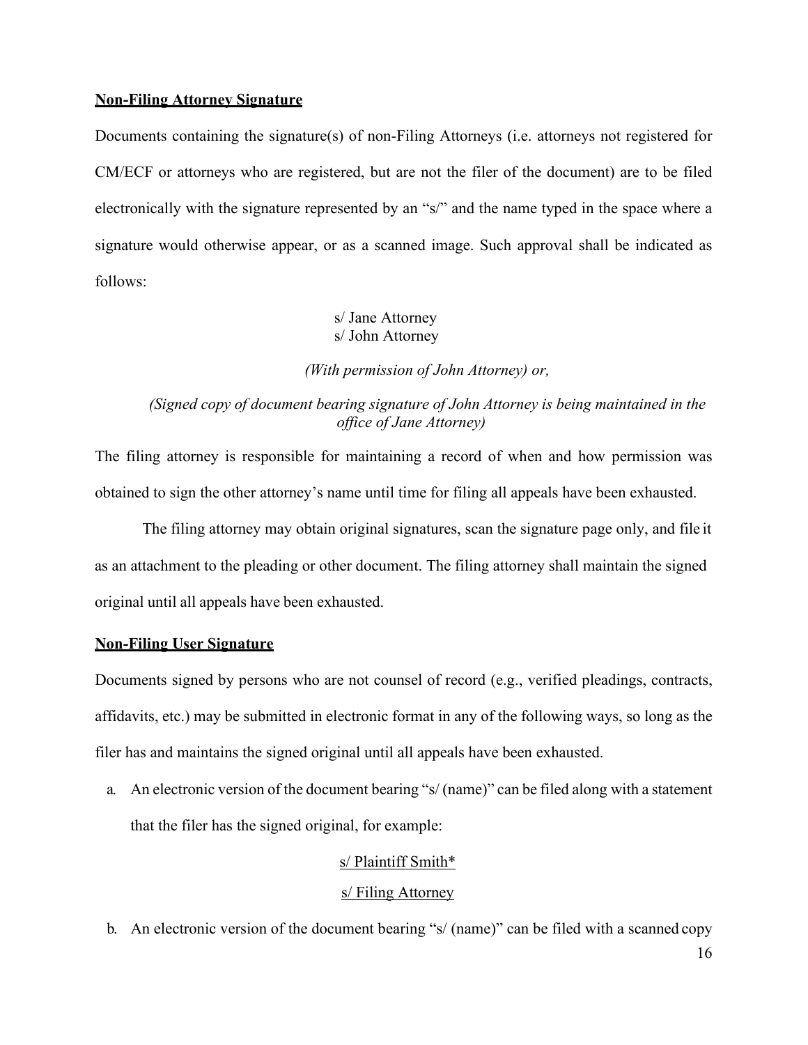**<u>Non-Filing Attorney Signature</u>**

Documents containing the signature(s) of non-Filing Attorneys (i.e. attorneys not registered for CM/ECF or attorneys who are registered, but are not the filer of the document) are to be filed electronically with the signature represented by an "s/" and the name typed in the space where a signature would otherwise appear, or as a scanned image. Such approval shall be indicated as follows:

s/ Jane Attorney
s/ John Attorney

*(With permission of John Attorney) or,*

*(Signed copy of document bearing signature of John Attorney is being maintained in the office of Jane Attorney)*

The filing attorney is responsible for maintaining a record of when and how permission was obtained to sign the other attorney's name until time for filing all appeals have been exhausted.

The filing attorney may obtain original signatures, scan the signature page only, and file it as an attachment to the pleading or other document. The filing attorney shall maintain the signed original until all appeals have been exhausted.

**<u>Non-Filing User Signature</u>**

Documents signed by persons who are not counsel of record (e.g., verified pleadings, contracts, affidavits, etc.) may be submitted in electronic format in any of the following ways, so long as the filer has and maintains the signed original until all appeals have been exhausted.

a. An electronic version of the document bearing "s/ (name)" can be filed along with a statement that the filer has the signed original, for example:

<u>s/ Plaintiff Smith*</u>

<u>s/ Filing Attorney</u>

b. An electronic version of the document bearing "s/ (name)" can be filed with a scanned copy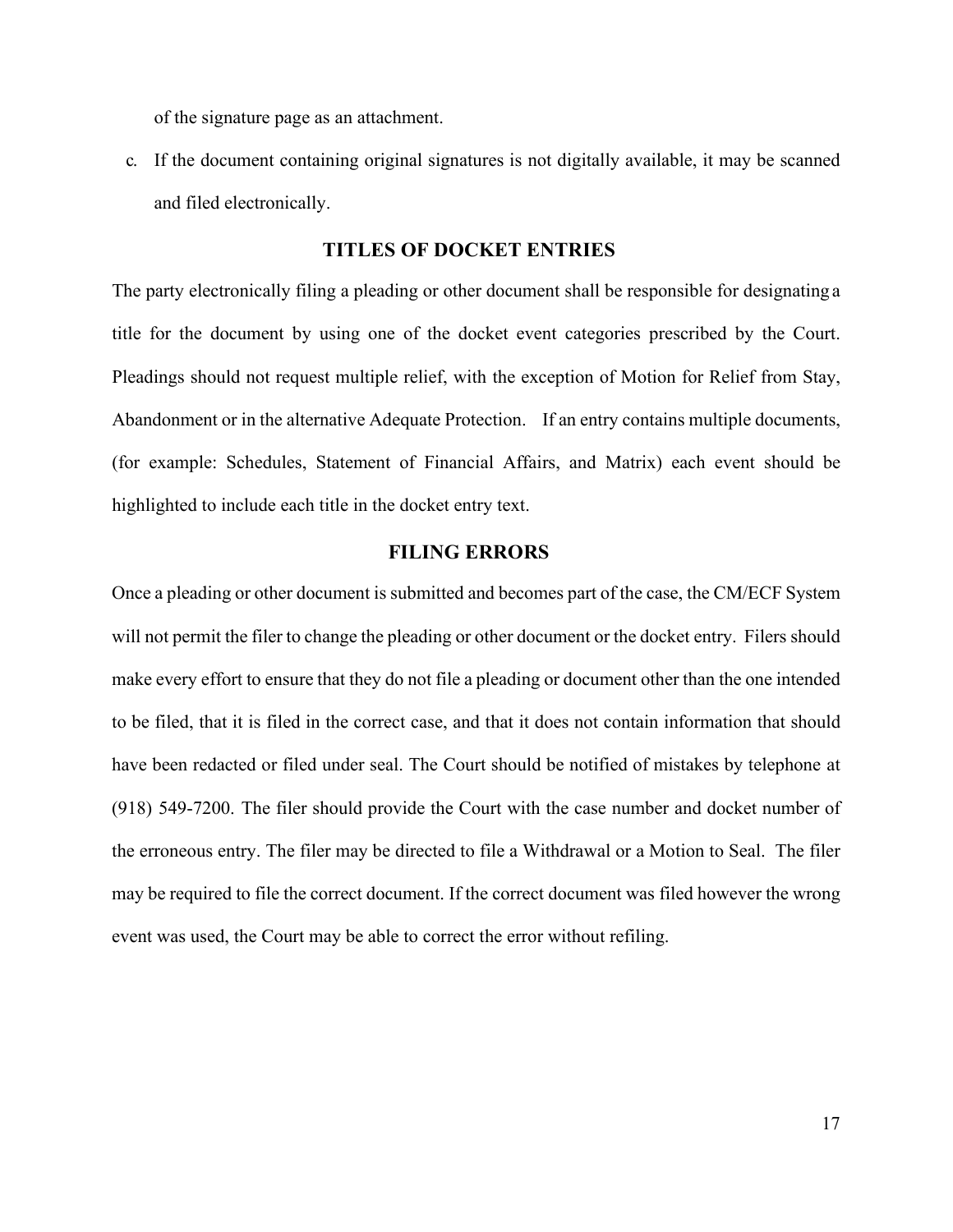of the signature page as an attachment.

c. If the document containing original signatures is not digitally available, it may be scanned and filed electronically.

## TITLES OF DOCKET ENTRIES

The party electronically filing a pleading or other document shall be responsible for designating a title for the document by using one of the docket event categories prescribed by the Court. Pleadings should not request multiple relief, with the exception of Motion for Relief from Stay, Abandonment or in the alternative Adequate Protection. If an entry contains multiple documents, (for example: Schedules, Statement of Financial Affairs, and Matrix) each event should be highlighted to include each title in the docket entry text.

## FILING ERRORS

Once a pleading or other document is submitted and becomes part of the case, the CM/ECF System will not permit the filer to change the pleading or other document or the docket entry. Filers should make every effort to ensure that they do not file a pleading or document other than the one intended to be filed, that it is filed in the correct case, and that it does not contain information that should have been redacted or filed under seal. The Court should be notified of mistakes by telephone at (918) 549-7200. The filer should provide the Court with the case number and docket number of the erroneous entry. The filer may be directed to file a Withdrawal or a Motion to Seal. The filer may be required to file the correct document. If the correct document was filed however the wrong event was used, the Court may be able to correct the error without refiling.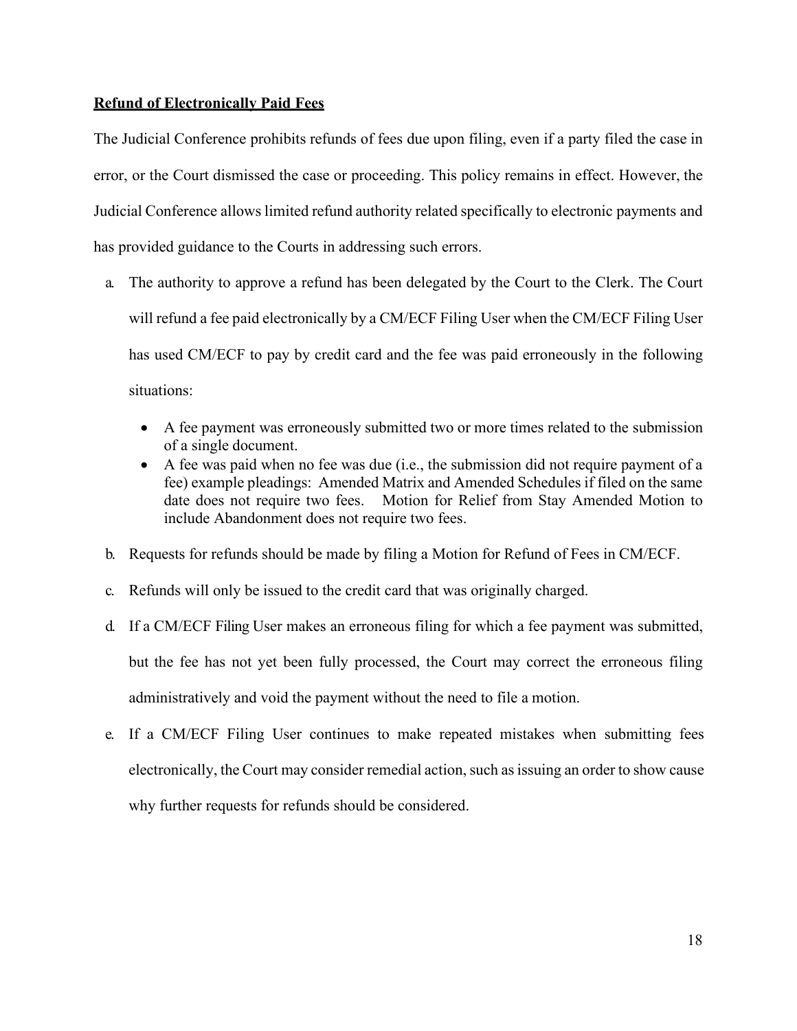**Refund of Electronically Paid Fees**

The Judicial Conference prohibits refunds of fees due upon filing, even if a party filed the case in error, or the Court dismissed the case or proceeding. This policy remains in effect. However, the Judicial Conference allows limited refund authority related specifically to electronic payments and has provided guidance to the Courts in addressing such errors.

a. The authority to approve a refund has been delegated by the Court to the Clerk. The Court will refund a fee paid electronically by a CM/ECF Filing User when the CM/ECF Filing User has used CM/ECF to pay by credit card and the fee was paid erroneously in the following situations:

   - A fee payment was erroneously submitted two or more times related to the submission of a single document.
   - A fee was paid when no fee was due (i.e., the submission did not require payment of a fee) example pleadings: Amended Matrix and Amended Schedules if filed on the same date does not require two fees. Motion for Relief from Stay Amended Motion to include Abandonment does not require two fees.

b. Requests for refunds should be made by filing a Motion for Refund of Fees in CM/ECF.

c. Refunds will only be issued to the credit card that was originally charged.

d. If a CM/ECF Filing User makes an erroneous filing for which a fee payment was submitted, but the fee has not yet been fully processed, the Court may correct the erroneous filing administratively and void the payment without the need to file a motion.

e. If a CM/ECF Filing User continues to make repeated mistakes when submitting fees electronically, the Court may consider remedial action, such as issuing an order to show cause why further requests for refunds should be considered.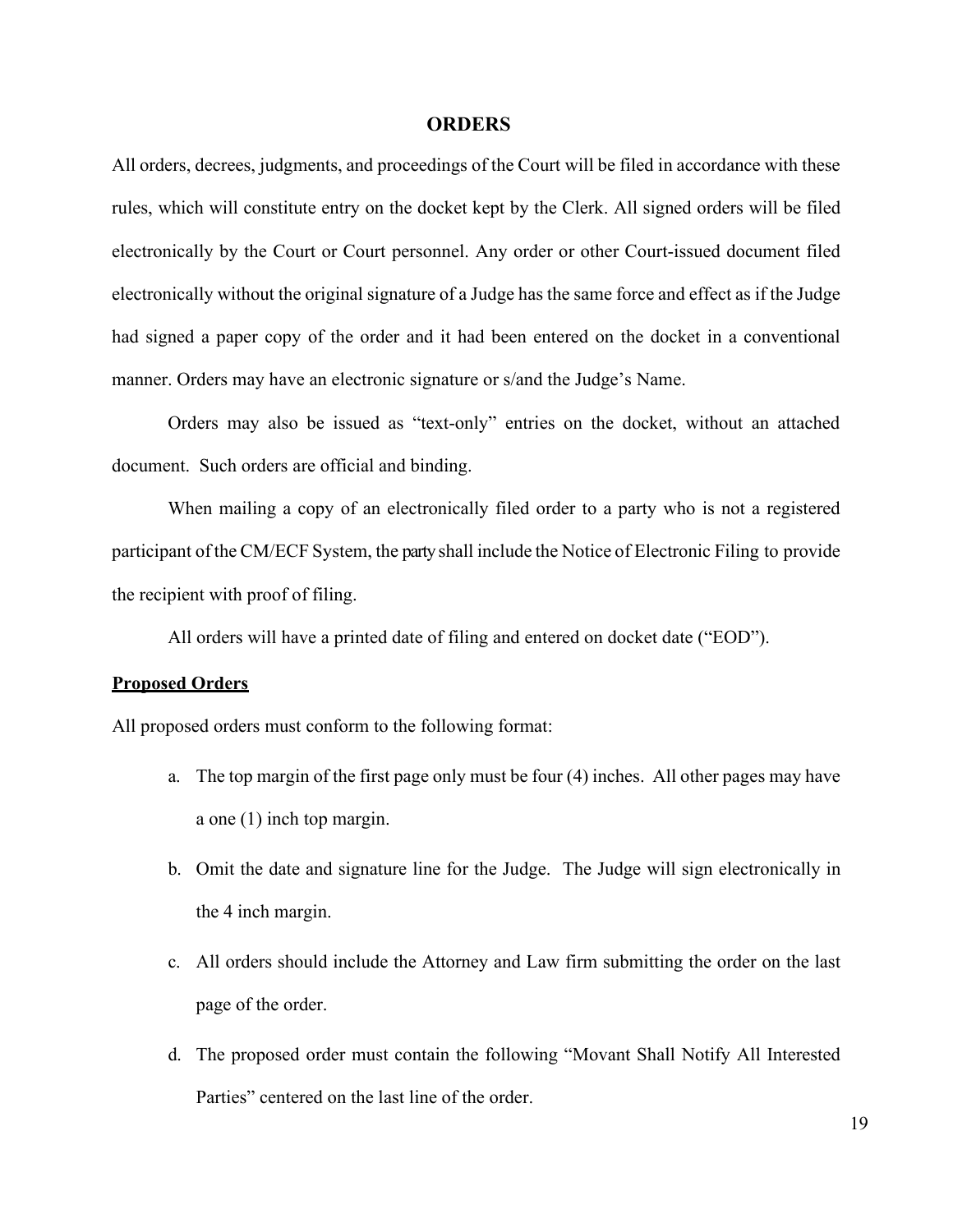## ORDERS

All orders, decrees, judgments, and proceedings of the Court will be filed in accordance with these rules, which will constitute entry on the docket kept by the Clerk. All signed orders will be filed electronically by the Court or Court personnel. Any order or other Court-issued document filed electronically without the original signature of a Judge has the same force and effect as if the Judge had signed a paper copy of the order and it had been entered on the docket in a conventional manner. Orders may have an electronic signature or s/and the Judge's Name.

Orders may also be issued as "text-only" entries on the docket, without an attached document. Such orders are official and binding.

When mailing a copy of an electronically filed order to a party who is not a registered participant of the CM/ECF System, the party shall include the Notice of Electronic Filing to provide the recipient with proof of filing.

All orders will have a printed date of filing and entered on docket date ("EOD").

**Proposed Orders**

All proposed orders must conform to the following format:

a. The top margin of the first page only must be four (4) inches. All other pages may have a one (1) inch top margin.

b. Omit the date and signature line for the Judge. The Judge will sign electronically in the 4 inch margin.

c. All orders should include the Attorney and Law firm submitting the order on the last page of the order.

d. The proposed order must contain the following "Movant Shall Notify All Interested Parties" centered on the last line of the order.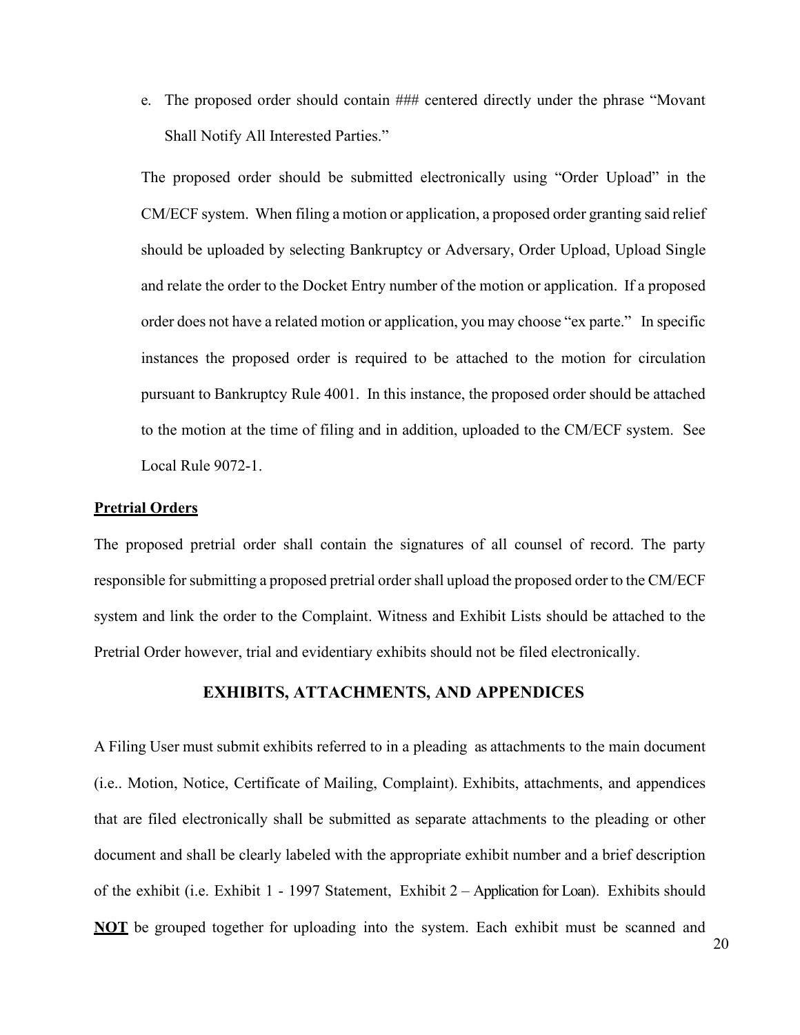e. The proposed order should contain ### centered directly under the phrase "Movant Shall Notify All Interested Parties."

The proposed order should be submitted electronically using "Order Upload" in the CM/ECF system. When filing a motion or application, a proposed order granting said relief should be uploaded by selecting Bankruptcy or Adversary, Order Upload, Upload Single and relate the order to the Docket Entry number of the motion or application. If a proposed order does not have a related motion or application, you may choose "ex parte." In specific instances the proposed order is required to be attached to the motion for circulation pursuant to Bankruptcy Rule 4001. In this instance, the proposed order should be attached to the motion at the time of filing and in addition, uploaded to the CM/ECF system. See Local Rule 9072-1.

**Pretrial Orders**

The proposed pretrial order shall contain the signatures of all counsel of record. The party responsible for submitting a proposed pretrial order shall upload the proposed order to the CM/ECF system and link the order to the Complaint. Witness and Exhibit Lists should be attached to the Pretrial Order however, trial and evidentiary exhibits should not be filed electronically.

## EXHIBITS, ATTACHMENTS, AND APPENDICES

A Filing User must submit exhibits referred to in a pleading as attachments to the main document (i.e.. Motion, Notice, Certificate of Mailing, Complaint). Exhibits, attachments, and appendices that are filed electronically shall be submitted as separate attachments to the pleading or other document and shall be clearly labeled with the appropriate exhibit number and a brief description of the exhibit (i.e. Exhibit 1 - 1997 Statement, Exhibit 2 – Application for Loan). Exhibits should **NOT** be grouped together for uploading into the system. Each exhibit must be scanned and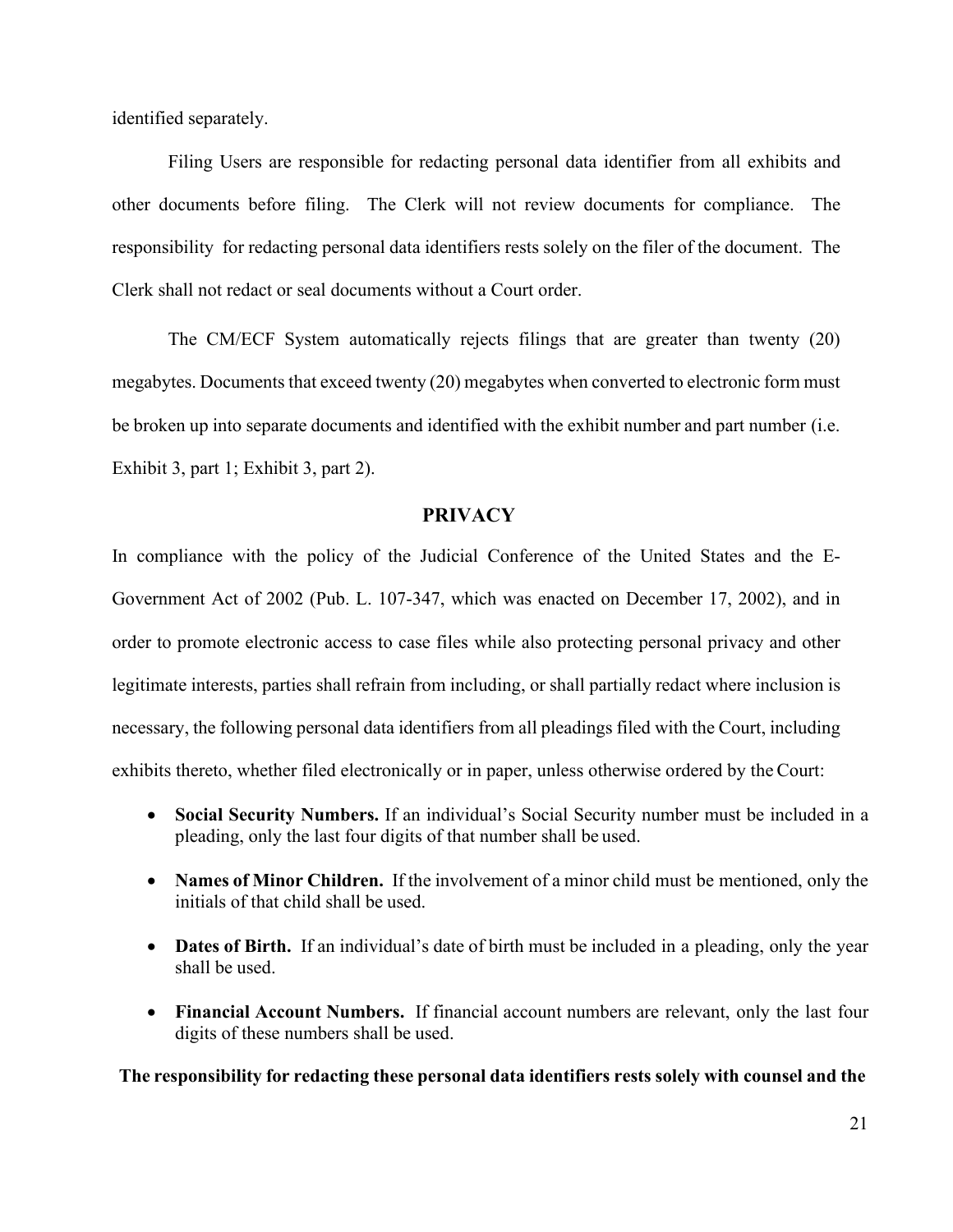identified separately.

Filing Users are responsible for redacting personal data identifier from all exhibits and other documents before filing. The Clerk will not review documents for compliance. The responsibility for redacting personal data identifiers rests solely on the filer of the document. The Clerk shall not redact or seal documents without a Court order.

The CM/ECF System automatically rejects filings that are greater than twenty (20) megabytes. Documents that exceed twenty (20) megabytes when converted to electronic form must be broken up into separate documents and identified with the exhibit number and part number (i.e. Exhibit 3, part 1; Exhibit 3, part 2).

## PRIVACY

In compliance with the policy of the Judicial Conference of the United States and the E-Government Act of 2002 (Pub. L. 107-347, which was enacted on December 17, 2002), and in order to promote electronic access to case files while also protecting personal privacy and other legitimate interests, parties shall refrain from including, or shall partially redact where inclusion is necessary, the following personal data identifiers from all pleadings filed with the Court, including exhibits thereto, whether filed electronically or in paper, unless otherwise ordered by the Court:

- **Social Security Numbers.** If an individual's Social Security number must be included in a pleading, only the last four digits of that number shall be used.
- **Names of Minor Children.** If the involvement of a minor child must be mentioned, only the initials of that child shall be used.
- **Dates of Birth.** If an individual's date of birth must be included in a pleading, only the year shall be used.
- **Financial Account Numbers.** If financial account numbers are relevant, only the last four digits of these numbers shall be used.

**The responsibility for redacting these personal data identifiers rests solely with counsel and the**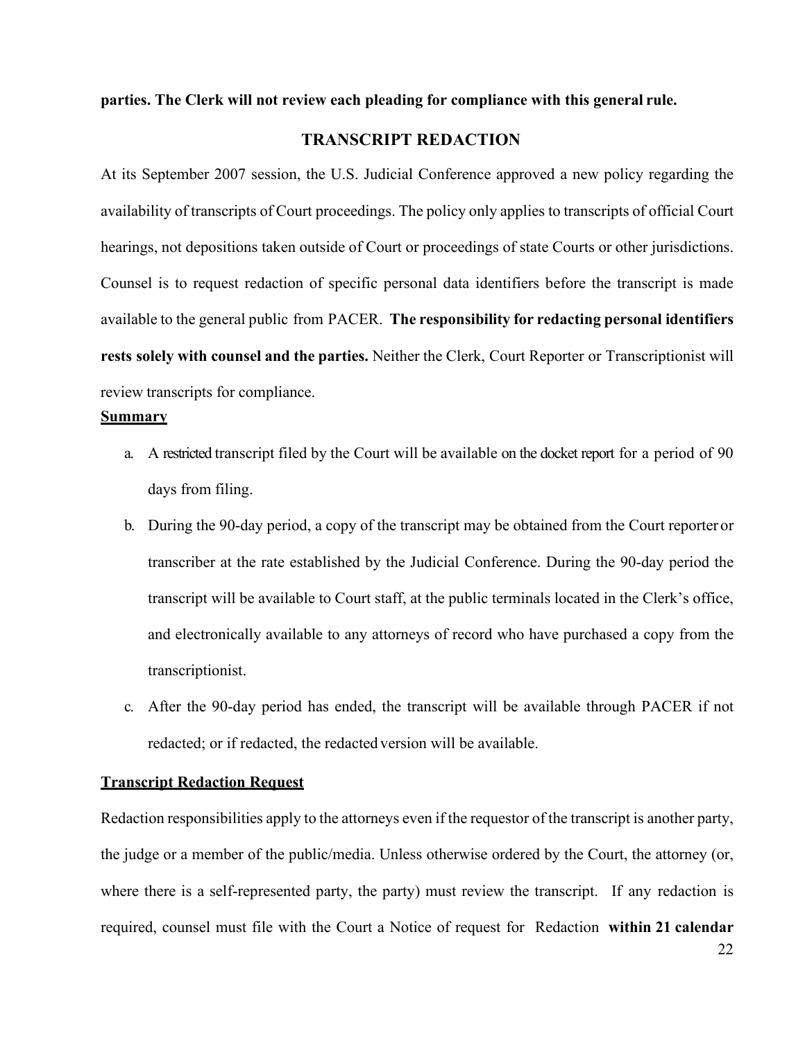**parties. The Clerk will not review each pleading for compliance with this general rule.**

## TRANSCRIPT REDACTION

At its September 2007 session, the U.S. Judicial Conference approved a new policy regarding the availability of transcripts of Court proceedings. The policy only applies to transcripts of official Court hearings, not depositions taken outside of Court or proceedings of state Courts or other jurisdictions. Counsel is to request redaction of specific personal data identifiers before the transcript is made available to the general public from PACER. **The responsibility for redacting personal identifiers rests solely with counsel and the parties.** Neither the Clerk, Court Reporter or Transcriptionist will review transcripts for compliance.

**Summary**

a. A restricted transcript filed by the Court will be available on the docket report for a period of 90 days from filing.

b. During the 90-day period, a copy of the transcript may be obtained from the Court reporter or transcriber at the rate established by the Judicial Conference. During the 90-day period the transcript will be available to Court staff, at the public terminals located in the Clerk's office, and electronically available to any attorneys of record who have purchased a copy from the transcriptionist.

c. After the 90-day period has ended, the transcript will be available through PACER if not redacted; or if redacted, the redacted version will be available.

**Transcript Redaction Request**

Redaction responsibilities apply to the attorneys even if the requestor of the transcript is another party, the judge or a member of the public/media. Unless otherwise ordered by the Court, the attorney (or, where there is a self-represented party, the party) must review the transcript. If any redaction is required, counsel must file with the Court a Notice of request for Redaction **within 21 calendar**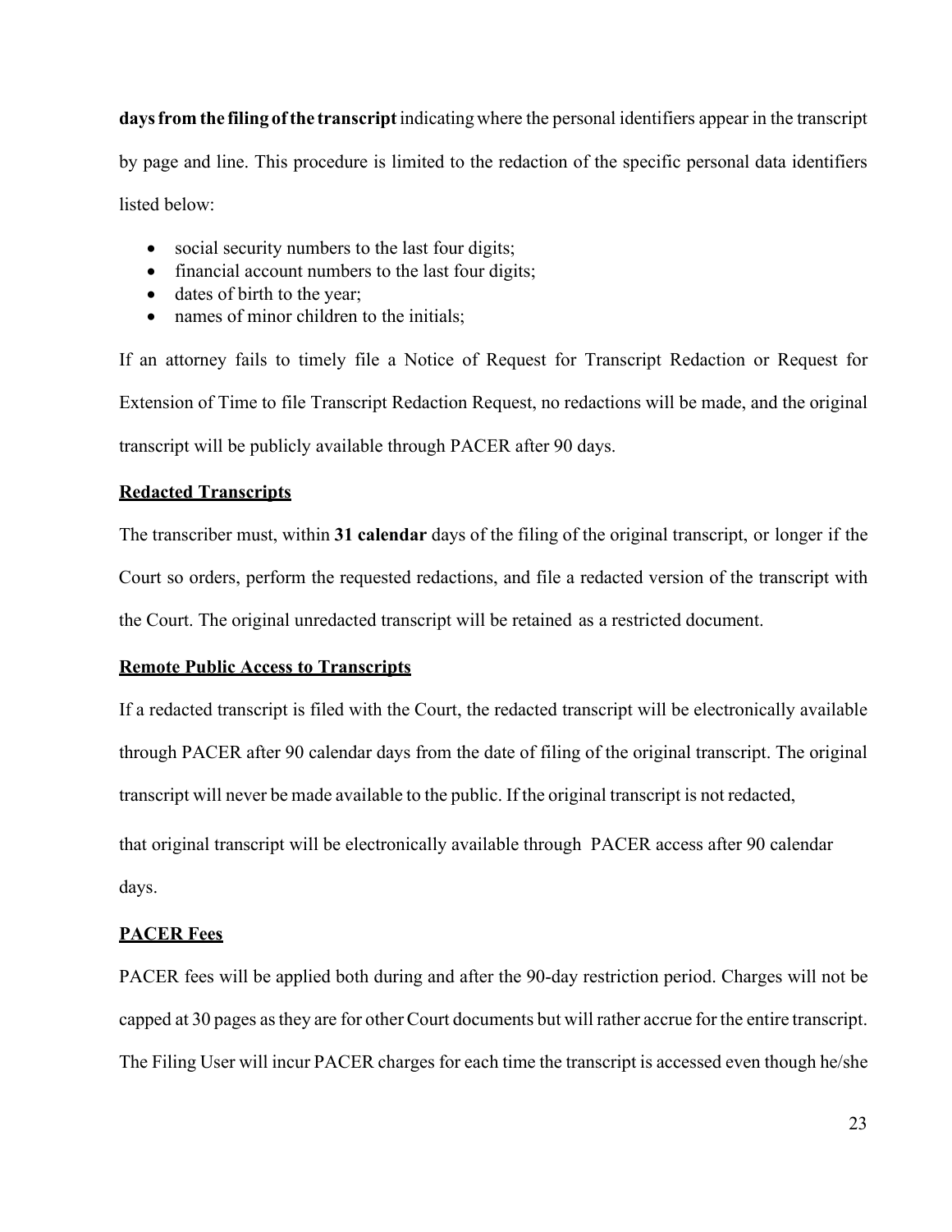**days from the filing of the transcript** indicating where the personal identifiers appear in the transcript by page and line. This procedure is limited to the redaction of the specific personal data identifiers listed below:

- social security numbers to the last four digits;
- financial account numbers to the last four digits;
- dates of birth to the year;
- names of minor children to the initials;

If an attorney fails to timely file a Notice of Request for Transcript Redaction or Request for Extension of Time to file Transcript Redaction Request, no redactions will be made, and the original transcript will be publicly available through PACER after 90 days.

**Redacted Transcripts**

The transcriber must, within **31 calendar** days of the filing of the original transcript, or longer if the Court so orders, perform the requested redactions, and file a redacted version of the transcript with the Court. The original unredacted transcript will be retained as a restricted document.

**Remote Public Access to Transcripts**

If a redacted transcript is filed with the Court, the redacted transcript will be electronically available through PACER after 90 calendar days from the date of filing of the original transcript. The original transcript will never be made available to the public. If the original transcript is not redacted, that original transcript will be electronically available through PACER access after 90 calendar days.

**PACER Fees**

PACER fees will be applied both during and after the 90-day restriction period. Charges will not be capped at 30 pages as they are for other Court documents but will rather accrue for the entire transcript. The Filing User will incur PACER charges for each time the transcript is accessed even though he/she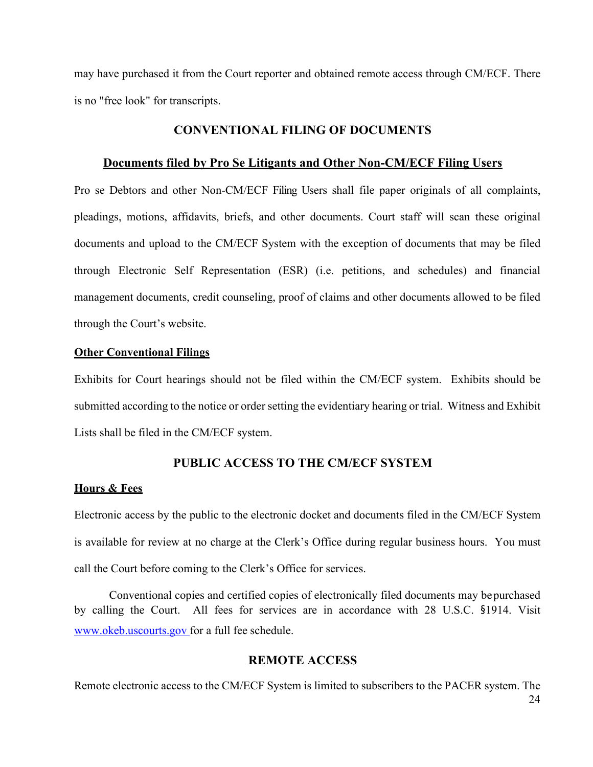may have purchased it from the Court reporter and obtained remote access through CM/ECF. There is no "free look" for transcripts.

## CONVENTIONAL FILING OF DOCUMENTS

### Documents filed by Pro Se Litigants and Other Non-CM/ECF Filing Users

Pro se Debtors and other Non-CM/ECF Filing Users shall file paper originals of all complaints, pleadings, motions, affidavits, briefs, and other documents. Court staff will scan these original documents and upload to the CM/ECF System with the exception of documents that may be filed through Electronic Self Representation (ESR) (i.e. petitions, and schedules) and financial management documents, credit counseling, proof of claims and other documents allowed to be filed through the Court's website.

### Other Conventional Filings

Exhibits for Court hearings should not be filed within the CM/ECF system. Exhibits should be submitted according to the notice or order setting the evidentiary hearing or trial. Witness and Exhibit Lists shall be filed in the CM/ECF system.

## PUBLIC ACCESS TO THE CM/ECF SYSTEM

### Hours & Fees

Electronic access by the public to the electronic docket and documents filed in the CM/ECF System is available for review at no charge at the Clerk's Office during regular business hours. You must call the Court before coming to the Clerk's Office for services.

Conventional copies and certified copies of electronically filed documents may be purchased by calling the Court. All fees for services are in accordance with 28 U.S.C. §1914. Visit www.okeb.uscourts.gov for a full fee schedule.

## REMOTE ACCESS

Remote electronic access to the CM/ECF System is limited to subscribers to the PACER system. The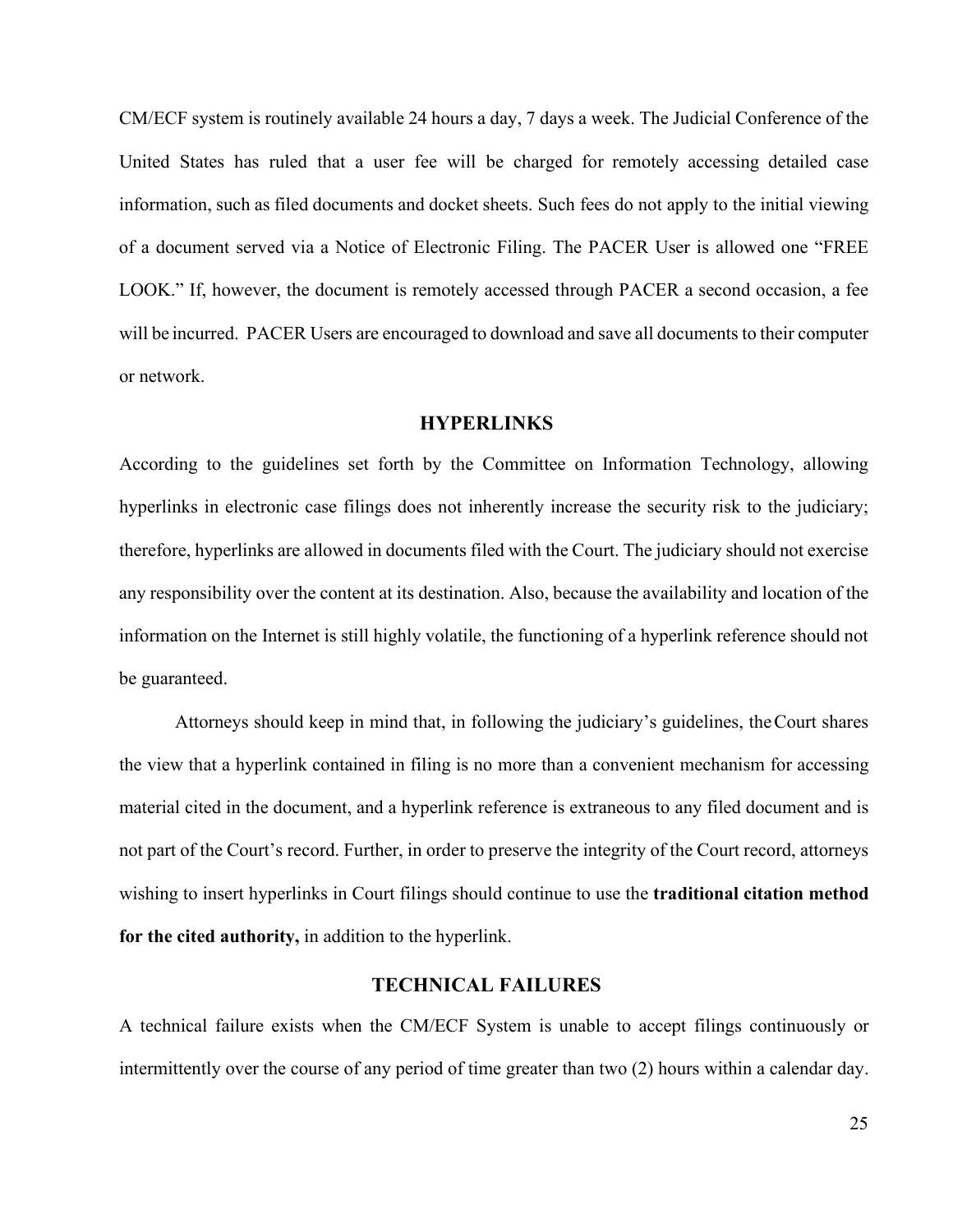CM/ECF system is routinely available 24 hours a day, 7 days a week. The Judicial Conference of the United States has ruled that a user fee will be charged for remotely accessing detailed case information, such as filed documents and docket sheets. Such fees do not apply to the initial viewing of a document served via a Notice of Electronic Filing. The PACER User is allowed one "FREE LOOK." If, however, the document is remotely accessed through PACER a second occasion, a fee will be incurred. PACER Users are encouraged to download and save all documents to their computer or network.

## HYPERLINKS

According to the guidelines set forth by the Committee on Information Technology, allowing hyperlinks in electronic case filings does not inherently increase the security risk to the judiciary; therefore, hyperlinks are allowed in documents filed with the Court. The judiciary should not exercise any responsibility over the content at its destination. Also, because the availability and location of the information on the Internet is still highly volatile, the functioning of a hyperlink reference should not be guaranteed.

Attorneys should keep in mind that, in following the judiciary's guidelines, the Court shares the view that a hyperlink contained in filing is no more than a convenient mechanism for accessing material cited in the document, and a hyperlink reference is extraneous to any filed document and is not part of the Court's record. Further, in order to preserve the integrity of the Court record, attorneys wishing to insert hyperlinks in Court filings should continue to use the **traditional citation method for the cited authority,** in addition to the hyperlink.

## TECHNICAL FAILURES

A technical failure exists when the CM/ECF System is unable to accept filings continuously or intermittently over the course of any period of time greater than two (2) hours within a calendar day.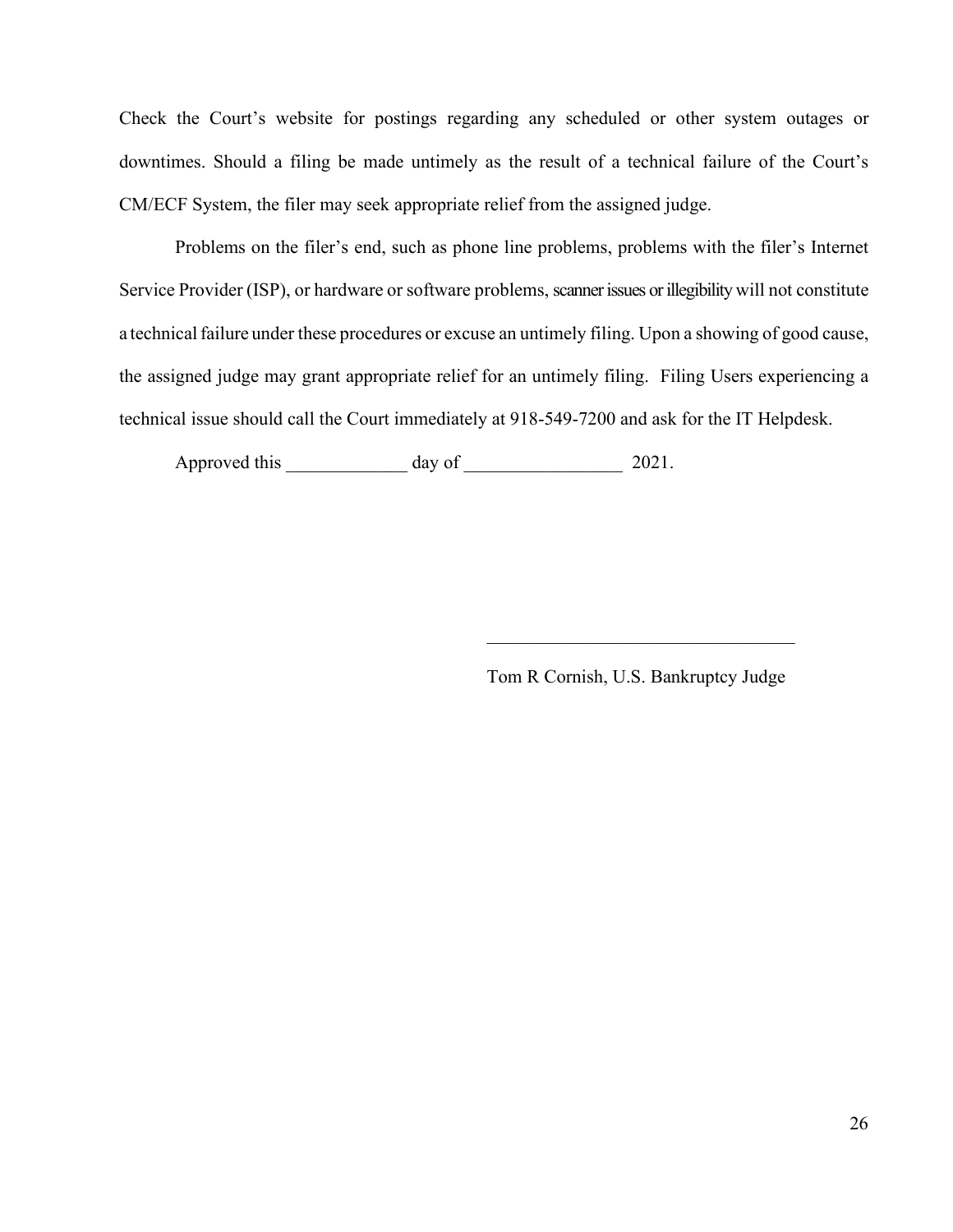Check the Court's website for postings regarding any scheduled or other system outages or downtimes. Should a filing be made untimely as the result of a technical failure of the Court's CM/ECF System, the filer may seek appropriate relief from the assigned judge.

Problems on the filer's end, such as phone line problems, problems with the filer's Internet Service Provider (ISP), or hardware or software problems, scanner issues or illegibility will not constitute a technical failure under these procedures or excuse an untimely filing. Upon a showing of good cause, the assigned judge may grant appropriate relief for an untimely filing. Filing Users experiencing a technical issue should call the Court immediately at 918-549-7200 and ask for the IT Helpdesk.

Approved this _____________ day of _________________ 2021.

_________________________________

Tom R Cornish, U.S. Bankruptcy Judge